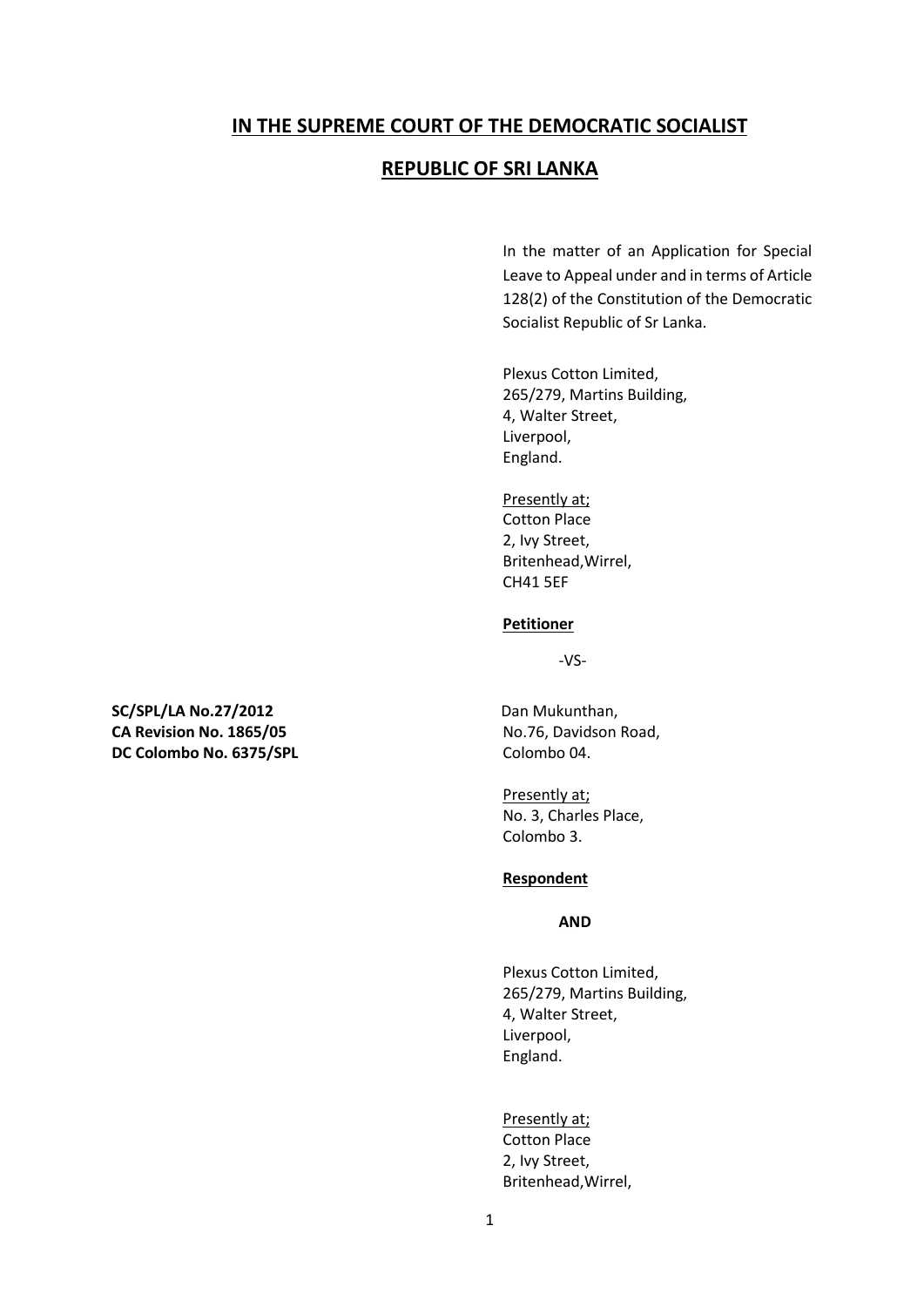# IN THE SUPREME COURT OF THE DEMOCRATIC SOCIALIST REPUBLIC OF SRI LANKA

In the matter of an Application for Special Leave to Appeal under and in terms of Article 128(2) of the Constitution of the Democratic Socialist Republic of Sr Lanka.

Plexus Cotton Limited,
265/279, Martins Building,
4, Walter Street,
Liverpool,
England.

Presently at;
Cotton Place
2, Ivy Street,
Britenhead,Wirrel,
CH41 5EF

**Petitioner**

-VS-

**SC/SPL/LA No.27/2012**
**CA Revision No. 1865/05**
**DC Colombo No. 6375/SPL**

Dan Mukunthan,
No.76, Davidson Road,
Colombo 04.

Presently at;
No. 3, Charles Place,
Colombo 3.

**Respondent**

**AND**

Plexus Cotton Limited,
265/279, Martins Building,
4, Walter Street,
Liverpool,
England.

Presently at;
Cotton Place
2, Ivy Street,
Britenhead,Wirrel,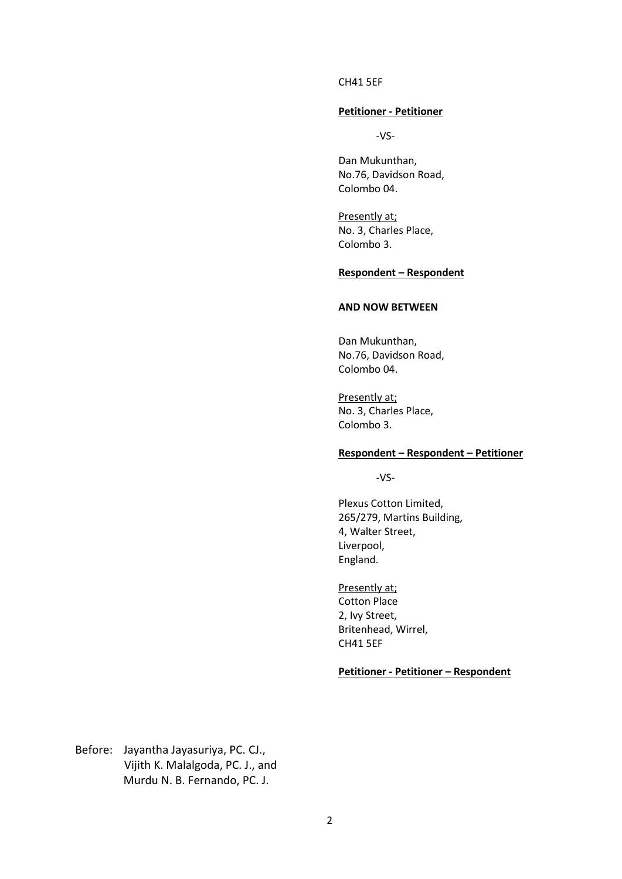CH41 5EF

**Petitioner - Petitioner**

-VS-

Dan Mukunthan,
No.76, Davidson Road,
Colombo 04.

Presently at;
No. 3, Charles Place,
Colombo 3.

**Respondent – Respondent**

**AND NOW BETWEEN**

Dan Mukunthan,
No.76, Davidson Road,
Colombo 04.

Presently at;
No. 3, Charles Place,
Colombo 3.

**Respondent – Respondent – Petitioner**

-VS-

Plexus Cotton Limited,
265/279, Martins Building,
4, Walter Street,
Liverpool,
England.

Presently at;
Cotton Place
2, Ivy Street,
Britenhead, Wirrel,
CH41 5EF

**Petitioner - Petitioner – Respondent**

Before: Jayantha Jayasuriya, PC. CJ.,
Vijith K. Malalgoda, PC. J., and
Murdu N. B. Fernando, PC. J.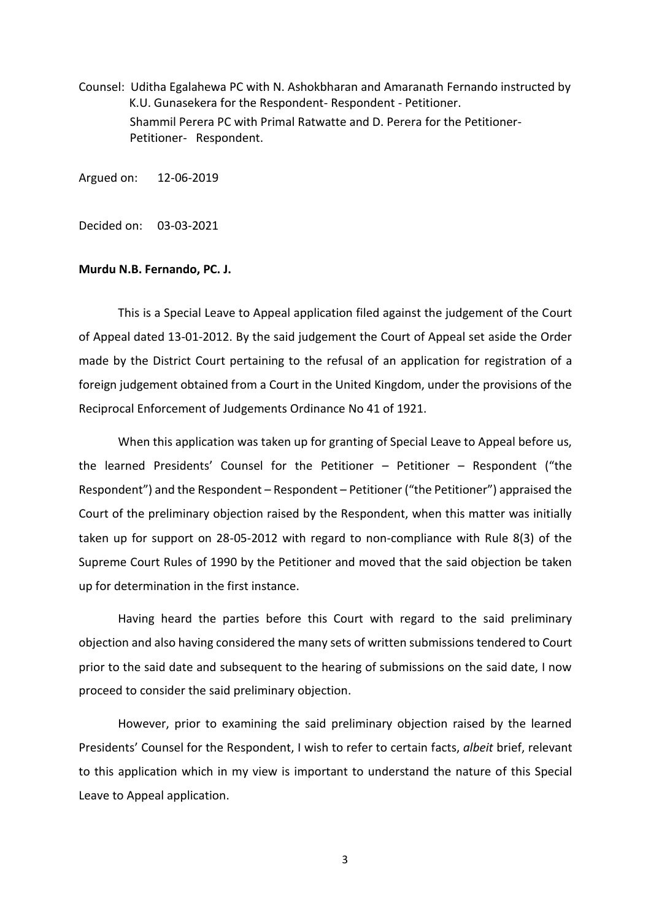Counsel: Uditha Egalahewa PC with N. Ashokbharan and Amaranath Fernando instructed by K.U. Gunasekera for the Respondent- Respondent - Petitioner.

Shammil Perera PC with Primal Ratwatte and D. Perera for the Petitioner- Petitioner- Respondent.

Argued on: 12-06-2019

Decided on: 03-03-2021

**Murdu N.B. Fernando, PC. J.**

This is a Special Leave to Appeal application filed against the judgement of the Court of Appeal dated 13-01-2012. By the said judgement the Court of Appeal set aside the Order made by the District Court pertaining to the refusal of an application for registration of a foreign judgement obtained from a Court in the United Kingdom, under the provisions of the Reciprocal Enforcement of Judgements Ordinance No 41 of 1921.

When this application was taken up for granting of Special Leave to Appeal before us, the learned Presidents' Counsel for the Petitioner – Petitioner – Respondent ("the Respondent") and the Respondent – Respondent – Petitioner ("the Petitioner") appraised the Court of the preliminary objection raised by the Respondent, when this matter was initially taken up for support on 28-05-2012 with regard to non-compliance with Rule 8(3) of the Supreme Court Rules of 1990 by the Petitioner and moved that the said objection be taken up for determination in the first instance.

Having heard the parties before this Court with regard to the said preliminary objection and also having considered the many sets of written submissions tendered to Court prior to the said date and subsequent to the hearing of submissions on the said date, I now proceed to consider the said preliminary objection.

However, prior to examining the said preliminary objection raised by the learned Presidents' Counsel for the Respondent, I wish to refer to certain facts, *albeit* brief, relevant to this application which in my view is important to understand the nature of this Special Leave to Appeal application.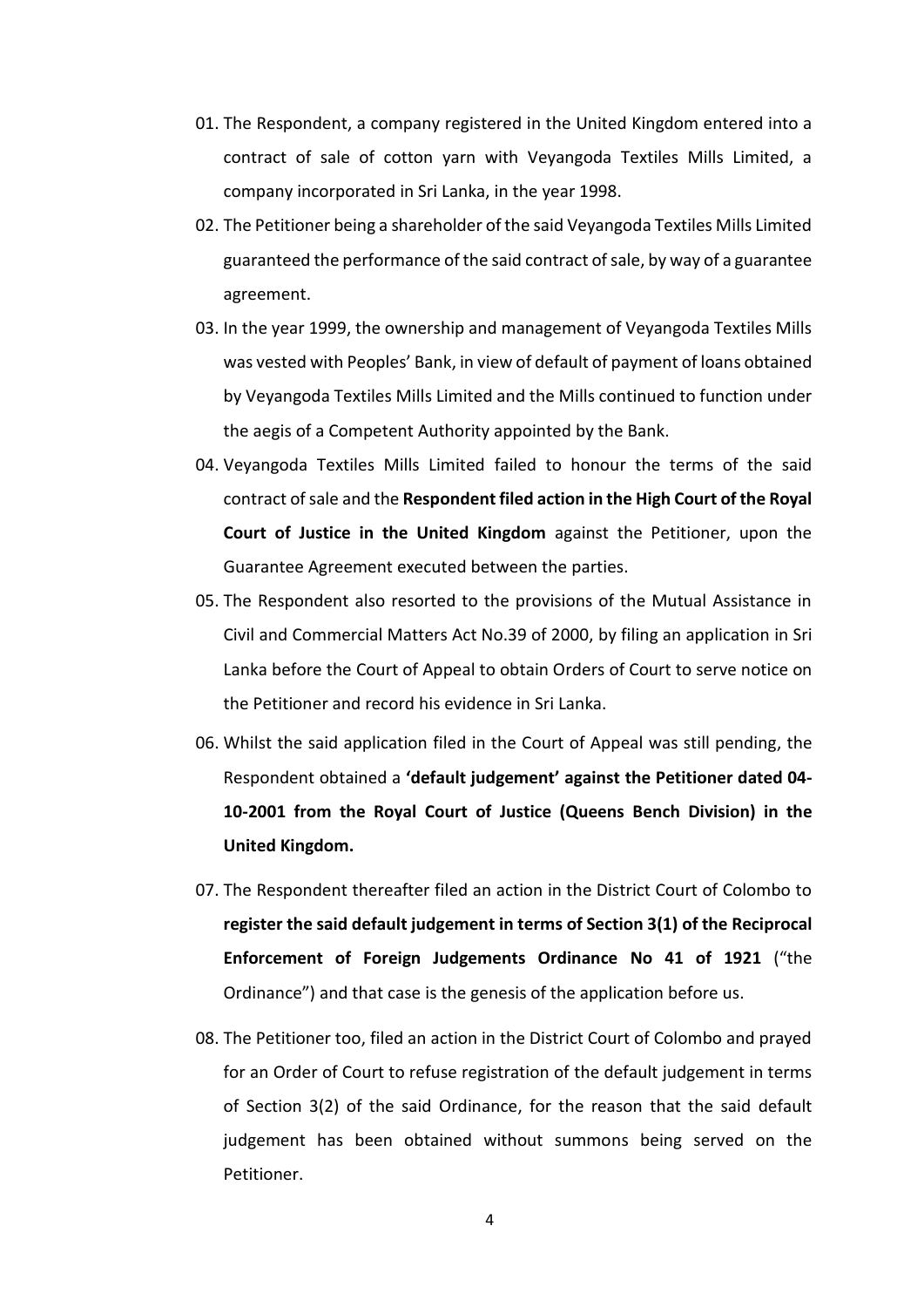01. The Respondent, a company registered in the United Kingdom entered into a contract of sale of cotton yarn with Veyangoda Textiles Mills Limited, a company incorporated in Sri Lanka, in the year 1998.

02. The Petitioner being a shareholder of the said Veyangoda Textiles Mills Limited guaranteed the performance of the said contract of sale, by way of a guarantee agreement.

03. In the year 1999, the ownership and management of Veyangoda Textiles Mills was vested with Peoples' Bank, in view of default of payment of loans obtained by Veyangoda Textiles Mills Limited and the Mills continued to function under the aegis of a Competent Authority appointed by the Bank.

04. Veyangoda Textiles Mills Limited failed to honour the terms of the said contract of sale and the **Respondent filed action in the High Court of the Royal Court of Justice in the United Kingdom** against the Petitioner, upon the Guarantee Agreement executed between the parties.

05. The Respondent also resorted to the provisions of the Mutual Assistance in Civil and Commercial Matters Act No.39 of 2000, by filing an application in Sri Lanka before the Court of Appeal to obtain Orders of Court to serve notice on the Petitioner and record his evidence in Sri Lanka.

06. Whilst the said application filed in the Court of Appeal was still pending, the Respondent obtained a **'default judgement' against the Petitioner dated 04-10-2001 from the Royal Court of Justice (Queens Bench Division) in the United Kingdom.**

07. The Respondent thereafter filed an action in the District Court of Colombo to **register the said default judgement in terms of Section 3(1) of the Reciprocal Enforcement of Foreign Judgements Ordinance No 41 of 1921** ("the Ordinance") and that case is the genesis of the application before us.

08. The Petitioner too, filed an action in the District Court of Colombo and prayed for an Order of Court to refuse registration of the default judgement in terms of Section 3(2) of the said Ordinance, for the reason that the said default judgement has been obtained without summons being served on the Petitioner.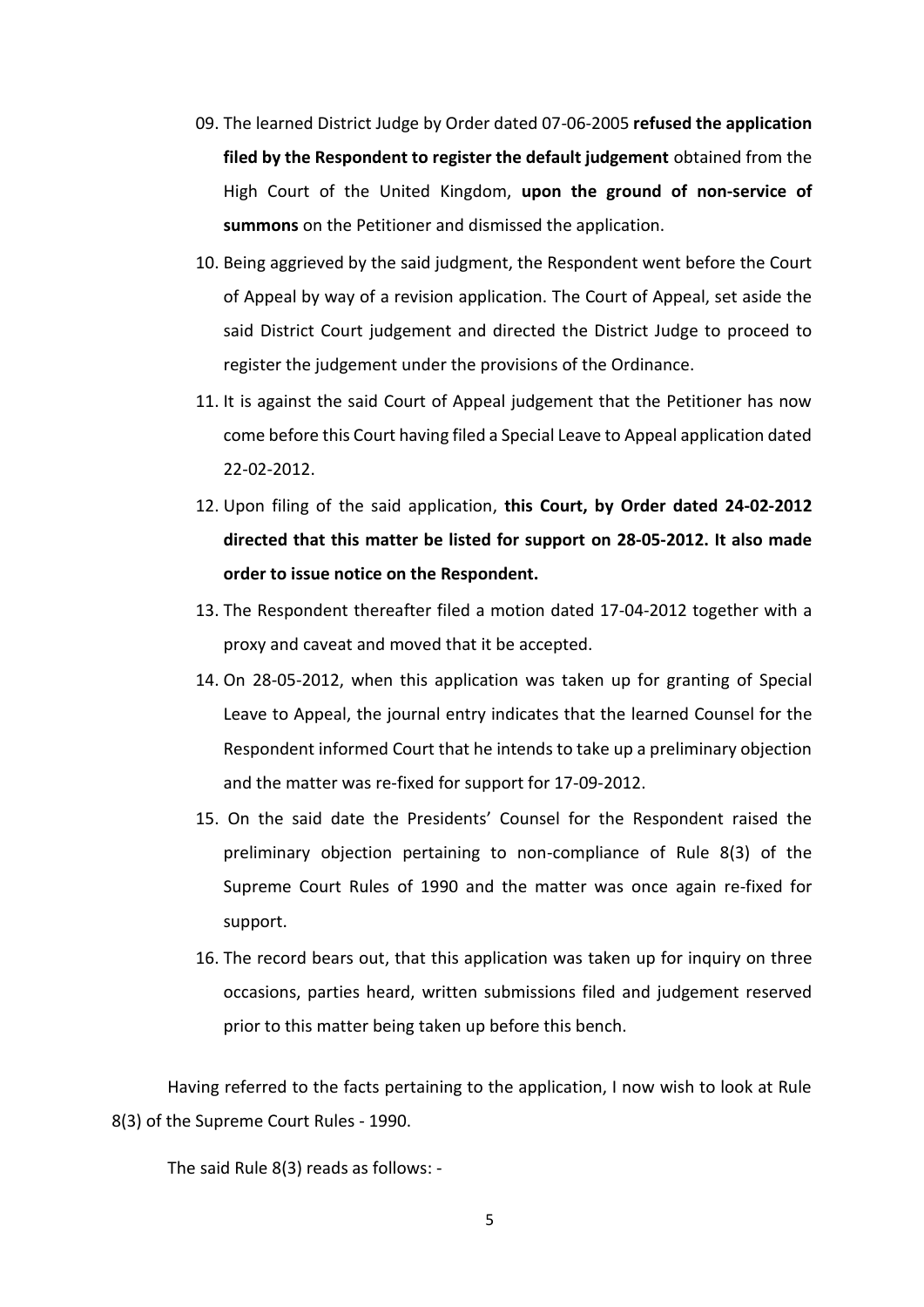09. The learned District Judge by Order dated 07-06-2005 **refused the application filed by the Respondent to register the default judgement** obtained from the High Court of the United Kingdom, **upon the ground of non-service of summons** on the Petitioner and dismissed the application.

10. Being aggrieved by the said judgment, the Respondent went before the Court of Appeal by way of a revision application. The Court of Appeal, set aside the said District Court judgement and directed the District Judge to proceed to register the judgement under the provisions of the Ordinance.

11. It is against the said Court of Appeal judgement that the Petitioner has now come before this Court having filed a Special Leave to Appeal application dated 22-02-2012.

12. Upon filing of the said application, **this Court, by Order dated 24-02-2012 directed that this matter be listed for support on 28-05-2012. It also made order to issue notice on the Respondent.**

13. The Respondent thereafter filed a motion dated 17-04-2012 together with a proxy and caveat and moved that it be accepted.

14. On 28-05-2012, when this application was taken up for granting of Special Leave to Appeal, the journal entry indicates that the learned Counsel for the Respondent informed Court that he intends to take up a preliminary objection and the matter was re-fixed for support for 17-09-2012.

15. On the said date the Presidents' Counsel for the Respondent raised the preliminary objection pertaining to non-compliance of Rule 8(3) of the Supreme Court Rules of 1990 and the matter was once again re-fixed for support.

16. The record bears out, that this application was taken up for inquiry on three occasions, parties heard, written submissions filed and judgement reserved prior to this matter being taken up before this bench.

Having referred to the facts pertaining to the application, I now wish to look at Rule 8(3) of the Supreme Court Rules - 1990.

The said Rule 8(3) reads as follows: -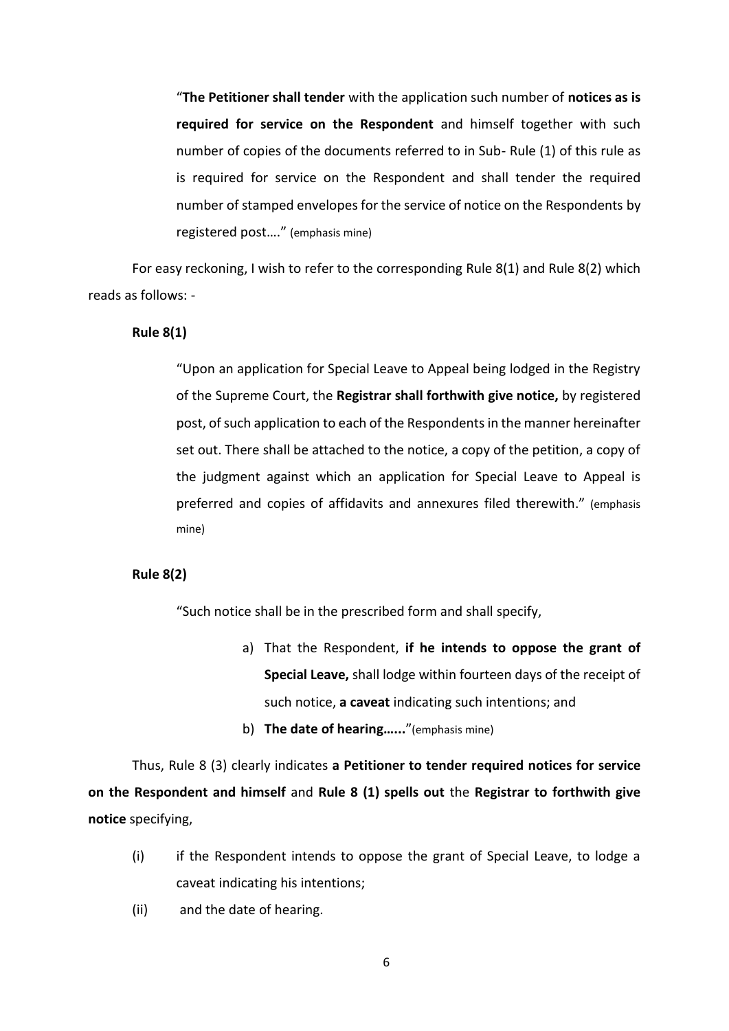> "**The Petitioner shall tender** with the application such number of **notices as is required for service on the Respondent** and himself together with such number of copies of the documents referred to in Sub- Rule (1) of this rule as is required for service on the Respondent and shall tender the required number of stamped envelopes for the service of notice on the Respondents by registered post…." (emphasis mine)

For easy reckoning, I wish to refer to the corresponding Rule 8(1) and Rule 8(2) which reads as follows: -

**Rule 8(1)**

> "Upon an application for Special Leave to Appeal being lodged in the Registry of the Supreme Court, the **Registrar shall forthwith give notice,** by registered post, of such application to each of the Respondents in the manner hereinafter set out. There shall be attached to the notice, a copy of the petition, a copy of the judgment against which an application for Special Leave to Appeal is preferred and copies of affidavits and annexures filed therewith." (emphasis mine)

**Rule 8(2)**

> "Such notice shall be in the prescribed form and shall specify,
>
> a) That the Respondent, **if he intends to oppose the grant of Special Leave,** shall lodge within fourteen days of the receipt of such notice, **a caveat** indicating such intentions; and
>
> b) **The date of hearing…...**"(emphasis mine)

Thus, Rule 8 (3) clearly indicates **a Petitioner to tender required notices for service on the Respondent and himself** and **Rule 8 (1) spells out** the **Registrar to forthwith give notice** specifying,

(i) if the Respondent intends to oppose the grant of Special Leave, to lodge a caveat indicating his intentions;

(ii) and the date of hearing.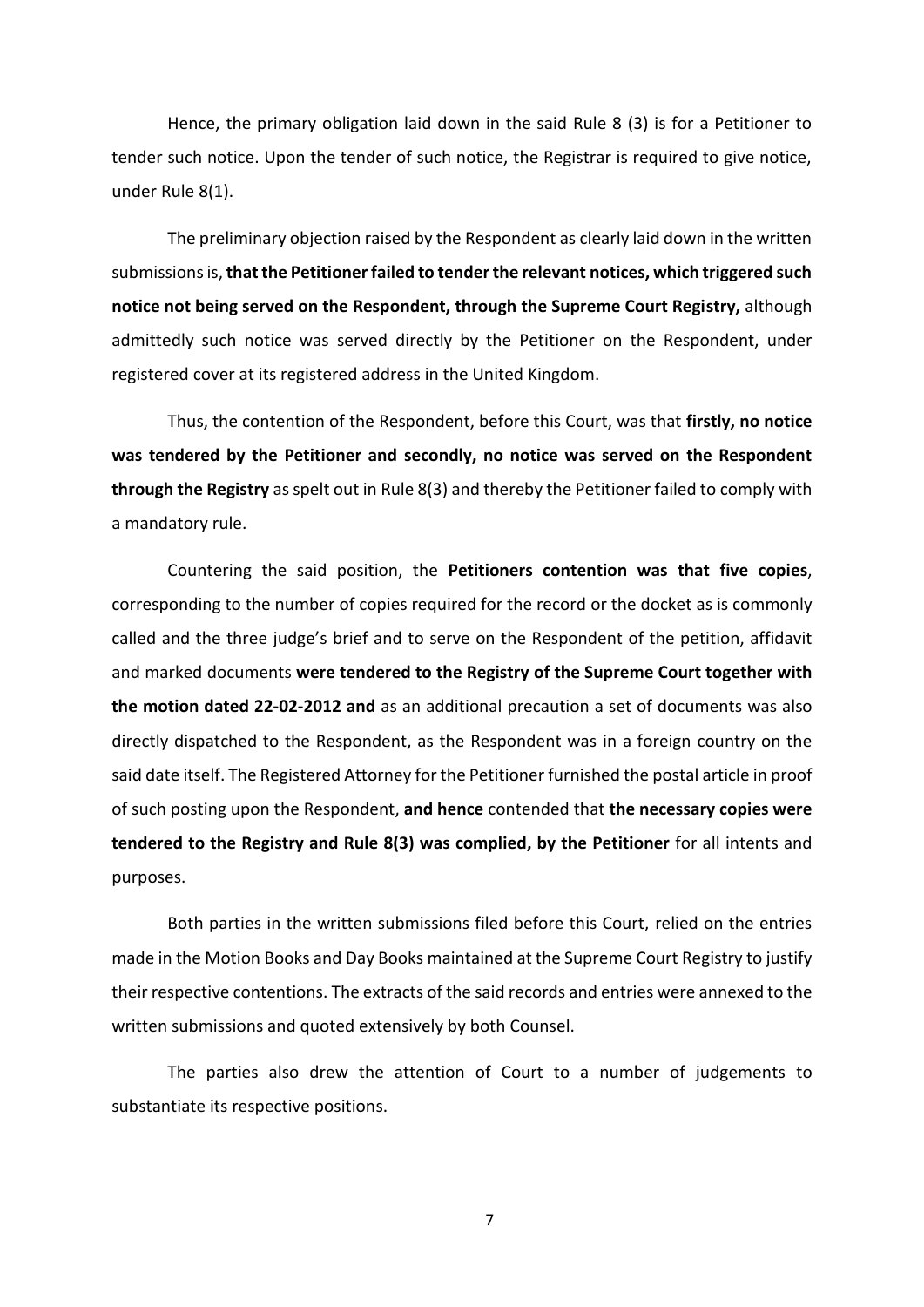Hence, the primary obligation laid down in the said Rule 8 (3) is for a Petitioner to tender such notice. Upon the tender of such notice, the Registrar is required to give notice, under Rule 8(1).

The preliminary objection raised by the Respondent as clearly laid down in the written submissions is, **that the Petitioner failed to tender the relevant notices, which triggered such notice not being served on the Respondent, through the Supreme Court Registry,** although admittedly such notice was served directly by the Petitioner on the Respondent, under registered cover at its registered address in the United Kingdom.

Thus, the contention of the Respondent, before this Court, was that **firstly, no notice was tendered by the Petitioner and secondly, no notice was served on the Respondent through the Registry** as spelt out in Rule 8(3) and thereby the Petitioner failed to comply with a mandatory rule.

Countering the said position, the **Petitioners contention was that five copies**, corresponding to the number of copies required for the record or the docket as is commonly called and the three judge's brief and to serve on the Respondent of the petition, affidavit and marked documents **were tendered to the Registry of the Supreme Court together with the motion dated 22-02-2012 and** as an additional precaution a set of documents was also directly dispatched to the Respondent, as the Respondent was in a foreign country on the said date itself. The Registered Attorney for the Petitioner furnished the postal article in proof of such posting upon the Respondent, **and hence** contended that **the necessary copies were tendered to the Registry and Rule 8(3) was complied, by the Petitioner** for all intents and purposes.

Both parties in the written submissions filed before this Court, relied on the entries made in the Motion Books and Day Books maintained at the Supreme Court Registry to justify their respective contentions. The extracts of the said records and entries were annexed to the written submissions and quoted extensively by both Counsel.

The parties also drew the attention of Court to a number of judgements to substantiate its respective positions.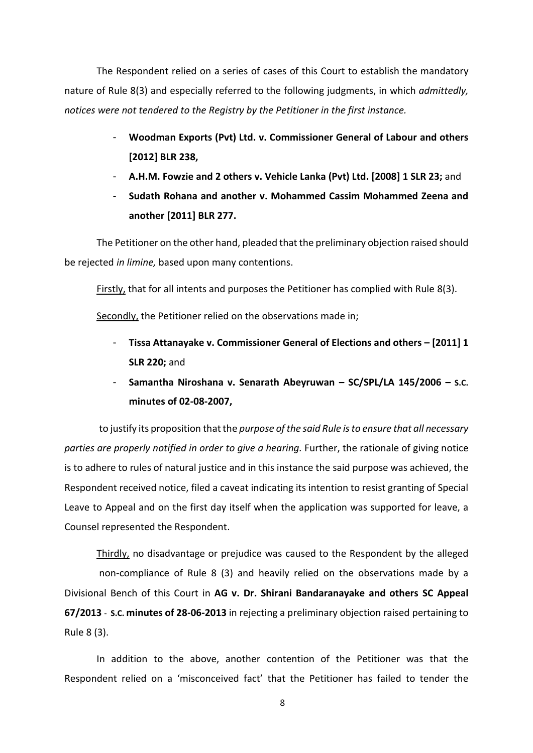The Respondent relied on a series of cases of this Court to establish the mandatory nature of Rule 8(3) and especially referred to the following judgments, in which *admittedly, notices were not tendered to the Registry by the Petitioner in the first instance.*

- **Woodman Exports (Pvt) Ltd. v. Commissioner General of Labour and others [2012] BLR 238,**
- **A.H.M. Fowzie and 2 others v. Vehicle Lanka (Pvt) Ltd. [2008] 1 SLR 23;** and
- **Sudath Rohana and another v. Mohammed Cassim Mohammed Zeena and another [2011] BLR 277.**

The Petitioner on the other hand, pleaded that the preliminary objection raised should be rejected *in limine,* based upon many contentions.

Firstly, that for all intents and purposes the Petitioner has complied with Rule 8(3).

Secondly, the Petitioner relied on the observations made in;

- **Tissa Attanayake v. Commissioner General of Elections and others – [2011] 1 SLR 220;** and
- **Samantha Niroshana v. Senarath Abeyruwan – SC/SPL/LA 145/2006 – S.C. minutes of 02-08-2007,**

to justify its proposition that the *purpose of the said Rule is to ensure that all necessary parties are properly notified in order to give a hearing.* Further, the rationale of giving notice is to adhere to rules of natural justice and in this instance the said purpose was achieved, the Respondent received notice, filed a caveat indicating its intention to resist granting of Special Leave to Appeal and on the first day itself when the application was supported for leave, a Counsel represented the Respondent.

Thirdly, no disadvantage or prejudice was caused to the Respondent by the alleged non-compliance of Rule 8 (3) and heavily relied on the observations made by a Divisional Bench of this Court in **AG v. Dr. Shirani Bandaranayake and others SC Appeal 67/2013 - S.C. minutes of 28-06-2013** in rejecting a preliminary objection raised pertaining to Rule 8 (3).

In addition to the above, another contention of the Petitioner was that the Respondent relied on a 'misconceived fact' that the Petitioner has failed to tender the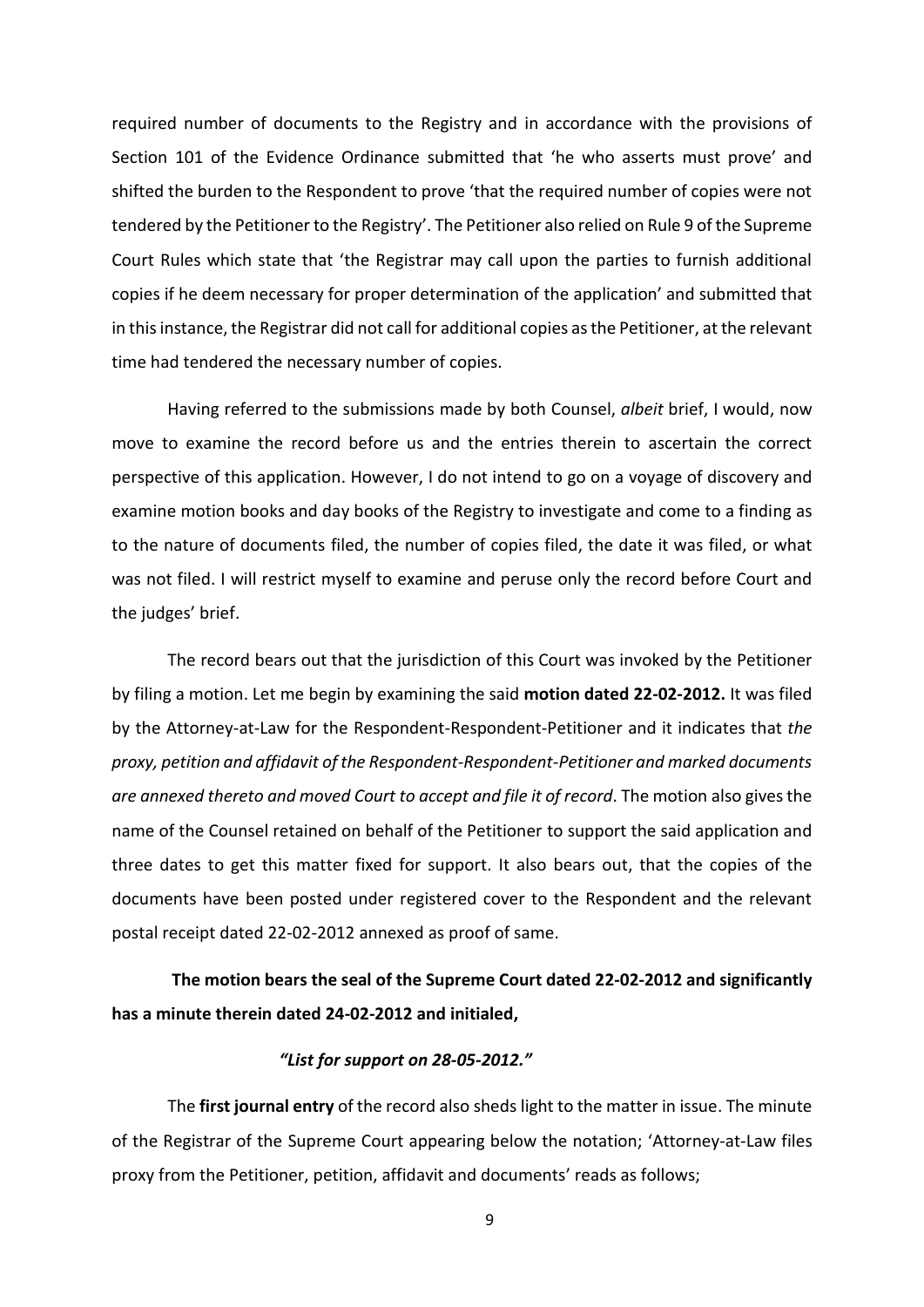required number of documents to the Registry and in accordance with the provisions of Section 101 of the Evidence Ordinance submitted that 'he who asserts must prove' and shifted the burden to the Respondent to prove 'that the required number of copies were not tendered by the Petitioner to the Registry'. The Petitioner also relied on Rule 9 of the Supreme Court Rules which state that 'the Registrar may call upon the parties to furnish additional copies if he deem necessary for proper determination of the application' and submitted that in this instance, the Registrar did not call for additional copies as the Petitioner, at the relevant time had tendered the necessary number of copies.

Having referred to the submissions made by both Counsel, *albeit* brief, I would, now move to examine the record before us and the entries therein to ascertain the correct perspective of this application. However, I do not intend to go on a voyage of discovery and examine motion books and day books of the Registry to investigate and come to a finding as to the nature of documents filed, the number of copies filed, the date it was filed, or what was not filed. I will restrict myself to examine and peruse only the record before Court and the judges' brief.

The record bears out that the jurisdiction of this Court was invoked by the Petitioner by filing a motion. Let me begin by examining the said **motion dated 22-02-2012.** It was filed by the Attorney-at-Law for the Respondent-Respondent-Petitioner and it indicates that *the proxy, petition and affidavit of the Respondent-Respondent-Petitioner and marked documents are annexed thereto and moved Court to accept and file it of record*. The motion also gives the name of the Counsel retained on behalf of the Petitioner to support the said application and three dates to get this matter fixed for support. It also bears out, that the copies of the documents have been posted under registered cover to the Respondent and the relevant postal receipt dated 22-02-2012 annexed as proof of same.

**The motion bears the seal of the Supreme Court dated 22-02-2012 and significantly has a minute therein dated 24-02-2012 and initialed,**

***"List for support on 28-05-2012."***

The **first journal entry** of the record also sheds light to the matter in issue. The minute of the Registrar of the Supreme Court appearing below the notation; 'Attorney-at-Law files proxy from the Petitioner, petition, affidavit and documents' reads as follows;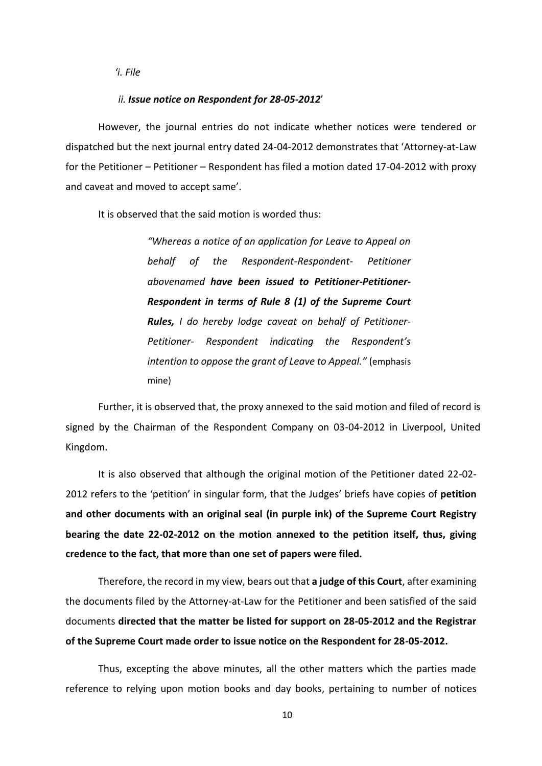*'i. File*

*ii.* ***Issue notice on Respondent for 28-05-2012'***

However, the journal entries do not indicate whether notices were tendered or dispatched but the next journal entry dated 24-04-2012 demonstrates that 'Attorney-at-Law for the Petitioner – Petitioner – Respondent has filed a motion dated 17-04-2012 with proxy and caveat and moved to accept same'.

It is observed that the said motion is worded thus:

> *"Whereas a notice of an application for Leave to Appeal on behalf of the Respondent-Respondent- Petitioner abovenamed* ***have been issued to Petitioner-Petitioner-Respondent in terms of Rule 8 (1) of the Supreme Court Rules,*** *I do hereby lodge caveat on behalf of Petitioner-Petitioner- Respondent indicating the Respondent's intention to oppose the grant of Leave to Appeal."* (emphasis mine)

Further, it is observed that, the proxy annexed to the said motion and filed of record is signed by the Chairman of the Respondent Company on 03-04-2012 in Liverpool, United Kingdom.

It is also observed that although the original motion of the Petitioner dated 22-02-2012 refers to the 'petition' in singular form, that the Judges' briefs have copies of **petition and other documents with an original seal (in purple ink) of the Supreme Court Registry bearing the date 22-02-2012 on the motion annexed to the petition itself, thus, giving credence to the fact, that more than one set of papers were filed.**

Therefore, the record in my view, bears out that **a judge of this Court**, after examining the documents filed by the Attorney-at-Law for the Petitioner and been satisfied of the said documents **directed that the matter be listed for support on 28-05-2012 and the Registrar of the Supreme Court made order to issue notice on the Respondent for 28-05-2012.**

Thus, excepting the above minutes, all the other matters which the parties made reference to relying upon motion books and day books, pertaining to number of notices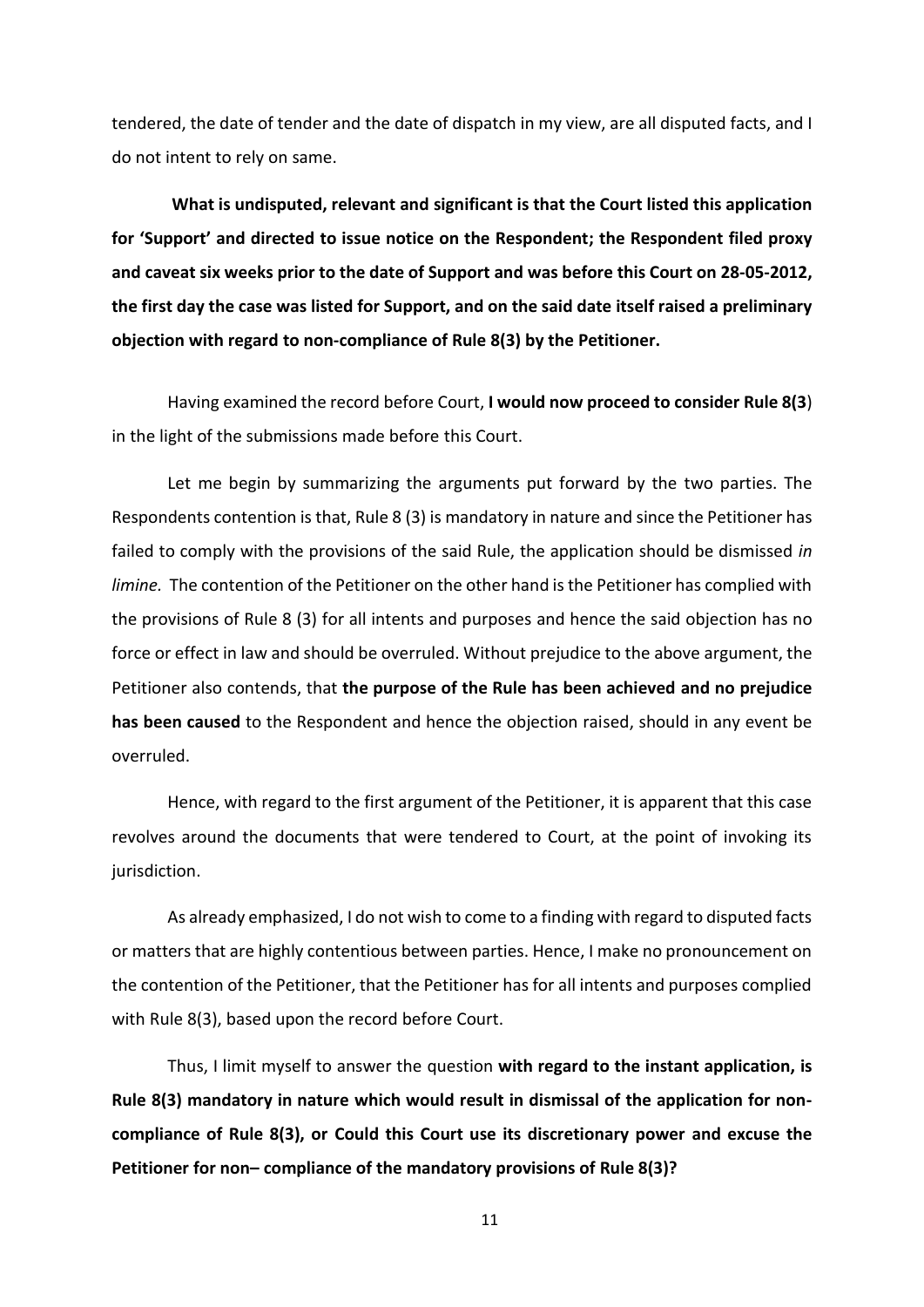tendered, the date of tender and the date of dispatch in my view, are all disputed facts, and I do not intent to rely on same.

**What is undisputed, relevant and significant is that the Court listed this application for 'Support' and directed to issue notice on the Respondent; the Respondent filed proxy and caveat six weeks prior to the date of Support and was before this Court on 28-05-2012, the first day the case was listed for Support, and on the said date itself raised a preliminary objection with regard to non-compliance of Rule 8(3) by the Petitioner.**

Having examined the record before Court, **I would now proceed to consider Rule 8(3**) in the light of the submissions made before this Court.

Let me begin by summarizing the arguments put forward by the two parties. The Respondents contention is that, Rule 8 (3) is mandatory in nature and since the Petitioner has failed to comply with the provisions of the said Rule, the application should be dismissed *in limine.* The contention of the Petitioner on the other hand is the Petitioner has complied with the provisions of Rule 8 (3) for all intents and purposes and hence the said objection has no force or effect in law and should be overruled. Without prejudice to the above argument, the Petitioner also contends, that **the purpose of the Rule has been achieved and no prejudice has been caused** to the Respondent and hence the objection raised, should in any event be overruled.

Hence, with regard to the first argument of the Petitioner, it is apparent that this case revolves around the documents that were tendered to Court, at the point of invoking its jurisdiction.

As already emphasized, I do not wish to come to a finding with regard to disputed facts or matters that are highly contentious between parties. Hence, I make no pronouncement on the contention of the Petitioner, that the Petitioner has for all intents and purposes complied with Rule 8(3), based upon the record before Court.

Thus, I limit myself to answer the question **with regard to the instant application, is Rule 8(3) mandatory in nature which would result in dismissal of the application for non-compliance of Rule 8(3), or Could this Court use its discretionary power and excuse the Petitioner for non– compliance of the mandatory provisions of Rule 8(3)?**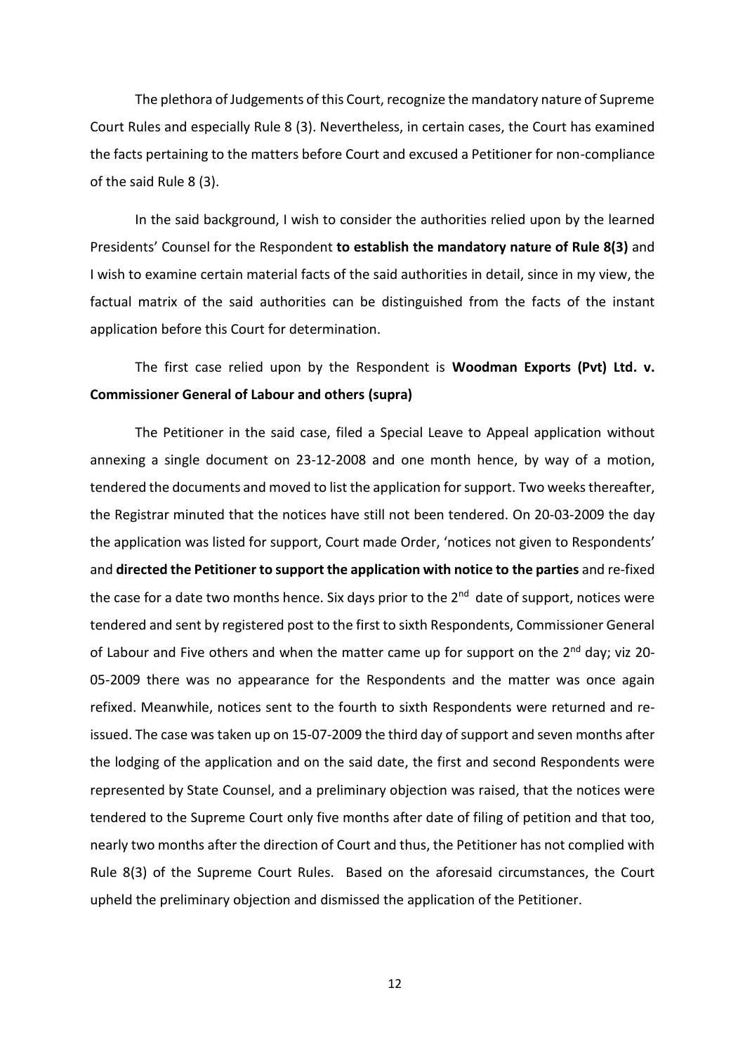The plethora of Judgements of this Court, recognize the mandatory nature of Supreme Court Rules and especially Rule 8 (3). Nevertheless, in certain cases, the Court has examined the facts pertaining to the matters before Court and excused a Petitioner for non-compliance of the said Rule 8 (3).

In the said background, I wish to consider the authorities relied upon by the learned Presidents' Counsel for the Respondent **to establish the mandatory nature of Rule 8(3)** and I wish to examine certain material facts of the said authorities in detail, since in my view, the factual matrix of the said authorities can be distinguished from the facts of the instant application before this Court for determination.

The first case relied upon by the Respondent is **Woodman Exports (Pvt) Ltd. v. Commissioner General of Labour and others (supra)**

The Petitioner in the said case, filed a Special Leave to Appeal application without annexing a single document on 23-12-2008 and one month hence, by way of a motion, tendered the documents and moved to list the application for support. Two weeks thereafter, the Registrar minuted that the notices have still not been tendered. On 20-03-2009 the day the application was listed for support, Court made Order, 'notices not given to Respondents' and **directed the Petitioner to support the application with notice to the parties** and re-fixed the case for a date two months hence. Six days prior to the 2nd date of support, notices were tendered and sent by registered post to the first to sixth Respondents, Commissioner General of Labour and Five others and when the matter came up for support on the 2nd day; viz 20-05-2009 there was no appearance for the Respondents and the matter was once again refixed. Meanwhile, notices sent to the fourth to sixth Respondents were returned and re-issued. The case was taken up on 15-07-2009 the third day of support and seven months after the lodging of the application and on the said date, the first and second Respondents were represented by State Counsel, and a preliminary objection was raised, that the notices were tendered to the Supreme Court only five months after date of filing of petition and that too, nearly two months after the direction of Court and thus, the Petitioner has not complied with Rule 8(3) of the Supreme Court Rules. Based on the aforesaid circumstances, the Court upheld the preliminary objection and dismissed the application of the Petitioner.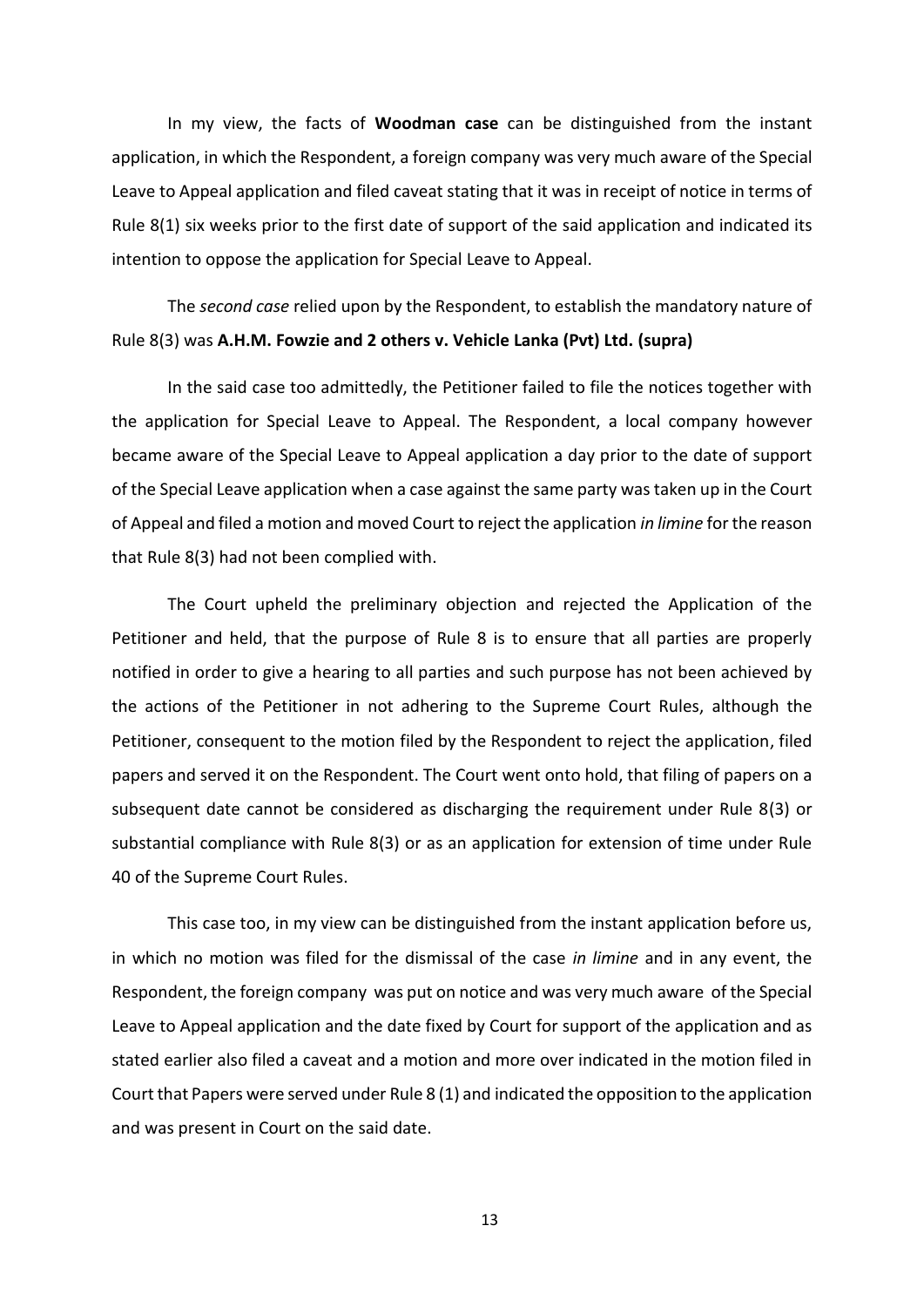In my view, the facts of **Woodman case** can be distinguished from the instant application, in which the Respondent, a foreign company was very much aware of the Special Leave to Appeal application and filed caveat stating that it was in receipt of notice in terms of Rule 8(1) six weeks prior to the first date of support of the said application and indicated its intention to oppose the application for Special Leave to Appeal.

The *second case* relied upon by the Respondent, to establish the mandatory nature of Rule 8(3) was **A.H.M. Fowzie and 2 others v. Vehicle Lanka (Pvt) Ltd. (supra)**

In the said case too admittedly, the Petitioner failed to file the notices together with the application for Special Leave to Appeal. The Respondent, a local company however became aware of the Special Leave to Appeal application a day prior to the date of support of the Special Leave application when a case against the same party was taken up in the Court of Appeal and filed a motion and moved Court to reject the application *in limine* for the reason that Rule 8(3) had not been complied with.

The Court upheld the preliminary objection and rejected the Application of the Petitioner and held, that the purpose of Rule 8 is to ensure that all parties are properly notified in order to give a hearing to all parties and such purpose has not been achieved by the actions of the Petitioner in not adhering to the Supreme Court Rules, although the Petitioner, consequent to the motion filed by the Respondent to reject the application, filed papers and served it on the Respondent. The Court went onto hold, that filing of papers on a subsequent date cannot be considered as discharging the requirement under Rule 8(3) or substantial compliance with Rule 8(3) or as an application for extension of time under Rule 40 of the Supreme Court Rules.

This case too, in my view can be distinguished from the instant application before us, in which no motion was filed for the dismissal of the case *in limine* and in any event, the Respondent, the foreign company was put on notice and was very much aware of the Special Leave to Appeal application and the date fixed by Court for support of the application and as stated earlier also filed a caveat and a motion and more over indicated in the motion filed in Court that Papers were served under Rule 8 (1) and indicated the opposition to the application and was present in Court on the said date.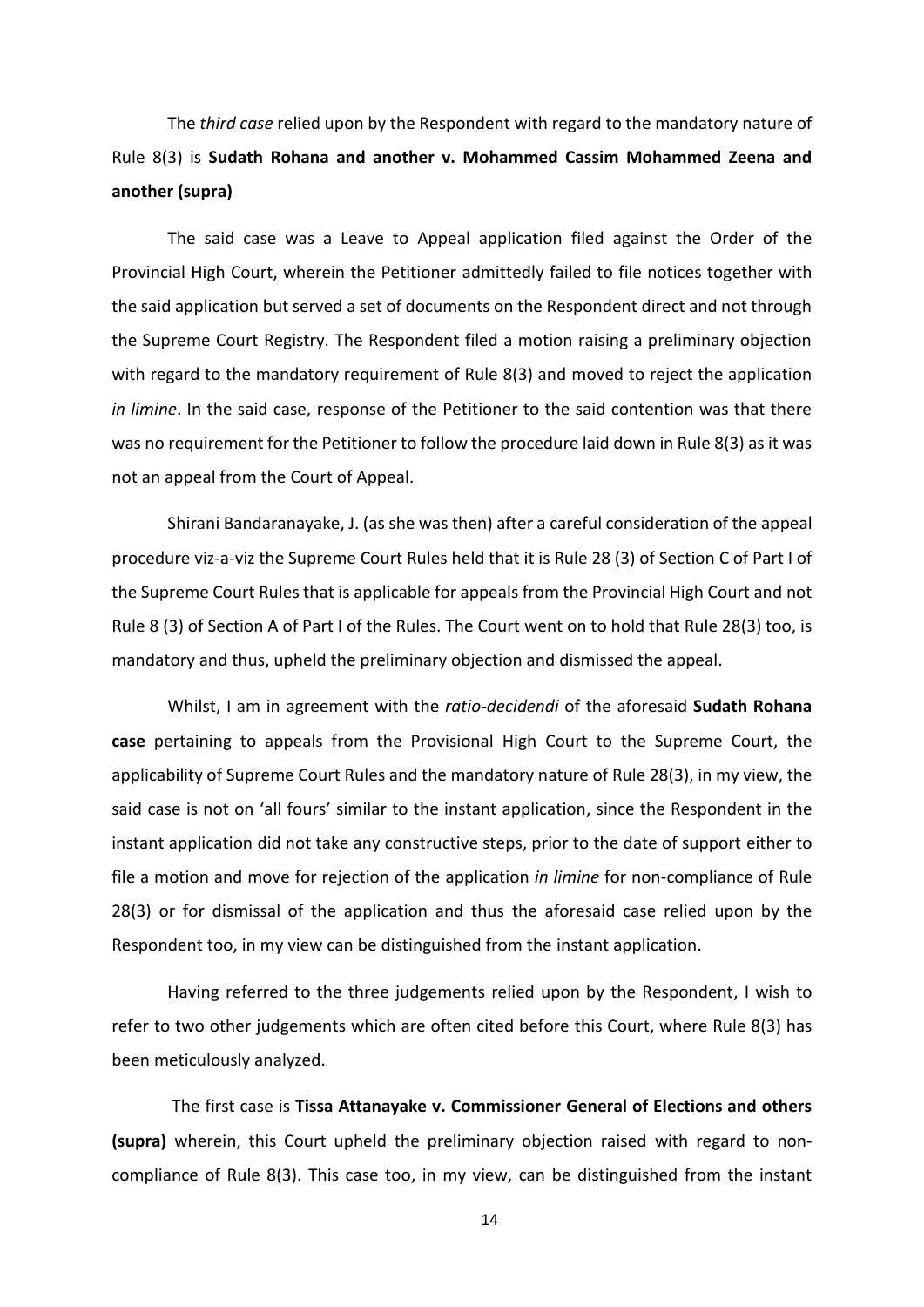The *third case* relied upon by the Respondent with regard to the mandatory nature of Rule 8(3) is **Sudath Rohana and another v. Mohammed Cassim Mohammed Zeena and another (supra)**

The said case was a Leave to Appeal application filed against the Order of the Provincial High Court, wherein the Petitioner admittedly failed to file notices together with the said application but served a set of documents on the Respondent direct and not through the Supreme Court Registry. The Respondent filed a motion raising a preliminary objection with regard to the mandatory requirement of Rule 8(3) and moved to reject the application *in limine*. In the said case, response of the Petitioner to the said contention was that there was no requirement for the Petitioner to follow the procedure laid down in Rule 8(3) as it was not an appeal from the Court of Appeal.

Shirani Bandaranayake, J. (as she was then) after a careful consideration of the appeal procedure viz-a-viz the Supreme Court Rules held that it is Rule 28 (3) of Section C of Part I of the Supreme Court Rules that is applicable for appeals from the Provincial High Court and not Rule 8 (3) of Section A of Part I of the Rules. The Court went on to hold that Rule 28(3) too, is mandatory and thus, upheld the preliminary objection and dismissed the appeal.

Whilst, I am in agreement with the *ratio-decidendi* of the aforesaid **Sudath Rohana case** pertaining to appeals from the Provisional High Court to the Supreme Court, the applicability of Supreme Court Rules and the mandatory nature of Rule 28(3), in my view, the said case is not on 'all fours' similar to the instant application, since the Respondent in the instant application did not take any constructive steps, prior to the date of support either to file a motion and move for rejection of the application *in limine* for non-compliance of Rule 28(3) or for dismissal of the application and thus the aforesaid case relied upon by the Respondent too, in my view can be distinguished from the instant application.

Having referred to the three judgements relied upon by the Respondent, I wish to refer to two other judgements which are often cited before this Court, where Rule 8(3) has been meticulously analyzed.

The first case is **Tissa Attanayake v. Commissioner General of Elections and others (supra)** wherein, this Court upheld the preliminary objection raised with regard to non-compliance of Rule 8(3). This case too, in my view, can be distinguished from the instant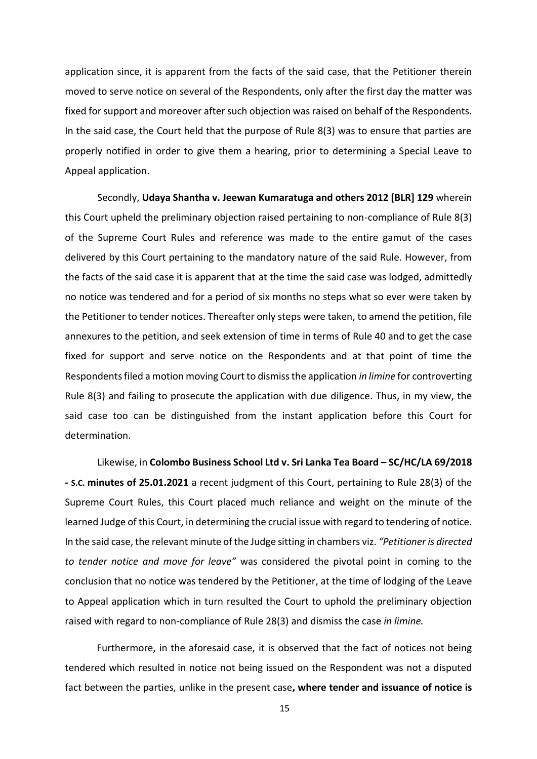application since, it is apparent from the facts of the said case, that the Petitioner therein moved to serve notice on several of the Respondents, only after the first day the matter was fixed for support and moreover after such objection was raised on behalf of the Respondents. In the said case, the Court held that the purpose of Rule 8(3) was to ensure that parties are properly notified in order to give them a hearing, prior to determining a Special Leave to Appeal application.

Secondly, **Udaya Shantha v. Jeewan Kumaratuga and others 2012 [BLR] 129** wherein this Court upheld the preliminary objection raised pertaining to non-compliance of Rule 8(3) of the Supreme Court Rules and reference was made to the entire gamut of the cases delivered by this Court pertaining to the mandatory nature of the said Rule. However, from the facts of the said case it is apparent that at the time the said case was lodged, admittedly no notice was tendered and for a period of six months no steps what so ever were taken by the Petitioner to tender notices. Thereafter only steps were taken, to amend the petition, file annexures to the petition, and seek extension of time in terms of Rule 40 and to get the case fixed for support and serve notice on the Respondents and at that point of time the Respondents filed a motion moving Court to dismiss the application *in limine* for controverting Rule 8(3) and failing to prosecute the application with due diligence. Thus, in my view, the said case too can be distinguished from the instant application before this Court for determination.

Likewise, in **Colombo Business School Ltd v. Sri Lanka Tea Board – SC/HC/LA 69/2018 - S.C. minutes of 25.01.2021** a recent judgment of this Court, pertaining to Rule 28(3) of the Supreme Court Rules, this Court placed much reliance and weight on the minute of the learned Judge of this Court, in determining the crucial issue with regard to tendering of notice. In the said case, the relevant minute of the Judge sitting in chambers viz. *"Petitioner is directed to tender notice and move for leave"* was considered the pivotal point in coming to the conclusion that no notice was tendered by the Petitioner, at the time of lodging of the Leave to Appeal application which in turn resulted the Court to uphold the preliminary objection raised with regard to non-compliance of Rule 28(3) and dismiss the case *in limine.*

Furthermore, in the aforesaid case, it is observed that the fact of notices not being tendered which resulted in notice not being issued on the Respondent was not a disputed fact between the parties, unlike in the present case**, where tender and issuance of notice is**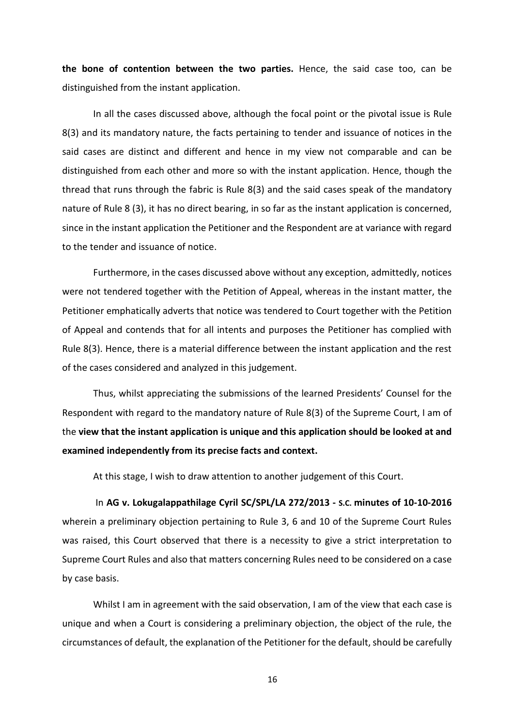**the bone of contention between the two parties.** Hence, the said case too, can be distinguished from the instant application.

In all the cases discussed above, although the focal point or the pivotal issue is Rule 8(3) and its mandatory nature, the facts pertaining to tender and issuance of notices in the said cases are distinct and different and hence in my view not comparable and can be distinguished from each other and more so with the instant application. Hence, though the thread that runs through the fabric is Rule 8(3) and the said cases speak of the mandatory nature of Rule 8 (3), it has no direct bearing, in so far as the instant application is concerned, since in the instant application the Petitioner and the Respondent are at variance with regard to the tender and issuance of notice.

Furthermore, in the cases discussed above without any exception, admittedly, notices were not tendered together with the Petition of Appeal, whereas in the instant matter, the Petitioner emphatically adverts that notice was tendered to Court together with the Petition of Appeal and contends that for all intents and purposes the Petitioner has complied with Rule 8(3). Hence, there is a material difference between the instant application and the rest of the cases considered and analyzed in this judgement.

Thus, whilst appreciating the submissions of the learned Presidents' Counsel for the Respondent with regard to the mandatory nature of Rule 8(3) of the Supreme Court, I am of the **view that the instant application is unique and this application should be looked at and examined independently from its precise facts and context.**

At this stage, I wish to draw attention to another judgement of this Court.

In **AG v. Lokugalappathilage Cyril SC/SPL/LA 272/2013 - S.C. minutes of 10-10-2016** wherein a preliminary objection pertaining to Rule 3, 6 and 10 of the Supreme Court Rules was raised, this Court observed that there is a necessity to give a strict interpretation to Supreme Court Rules and also that matters concerning Rules need to be considered on a case by case basis.

Whilst I am in agreement with the said observation, I am of the view that each case is unique and when a Court is considering a preliminary objection, the object of the rule, the circumstances of default, the explanation of the Petitioner for the default, should be carefully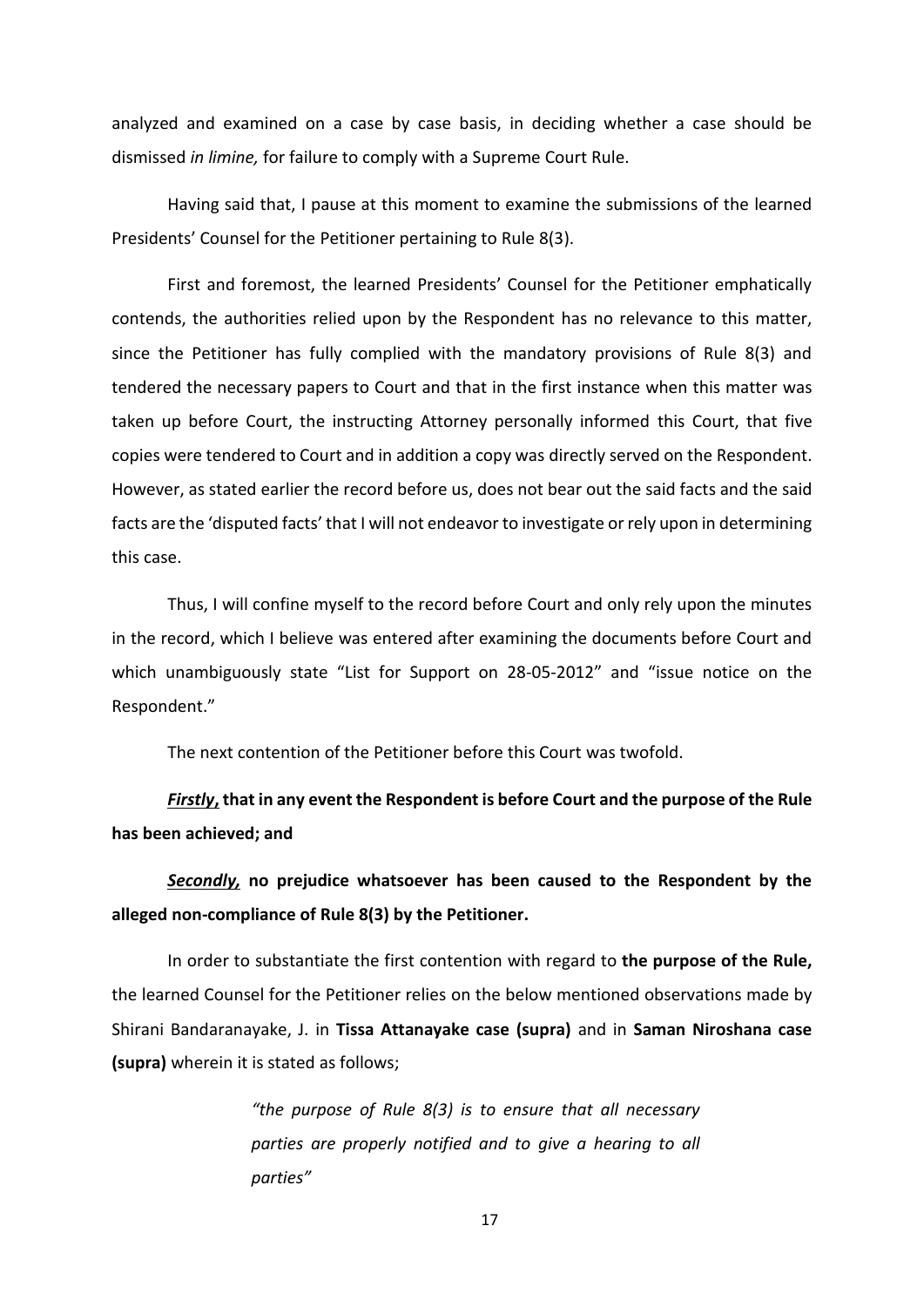analyzed and examined on a case by case basis, in deciding whether a case should be dismissed *in limine,* for failure to comply with a Supreme Court Rule.

Having said that, I pause at this moment to examine the submissions of the learned Presidents' Counsel for the Petitioner pertaining to Rule 8(3).

First and foremost, the learned Presidents' Counsel for the Petitioner emphatically contends, the authorities relied upon by the Respondent has no relevance to this matter, since the Petitioner has fully complied with the mandatory provisions of Rule 8(3) and tendered the necessary papers to Court and that in the first instance when this matter was taken up before Court, the instructing Attorney personally informed this Court, that five copies were tendered to Court and in addition a copy was directly served on the Respondent. However, as stated earlier the record before us, does not bear out the said facts and the said facts are the 'disputed facts' that I will not endeavor to investigate or rely upon in determining this case.

Thus, I will confine myself to the record before Court and only rely upon the minutes in the record, which I believe was entered after examining the documents before Court and which unambiguously state "List for Support on 28-05-2012" and "issue notice on the Respondent."

The next contention of the Petitioner before this Court was twofold.

***Firstly*, that in any event the Respondent is before Court and the purpose of the Rule has been achieved; and**

***Secondly,* no prejudice whatsoever has been caused to the Respondent by the alleged non-compliance of Rule 8(3) by the Petitioner.**

In order to substantiate the first contention with regard to **the purpose of the Rule,** the learned Counsel for the Petitioner relies on the below mentioned observations made by Shirani Bandaranayake, J. in **Tissa Attanayake case (supra)** and in **Saman Niroshana case (supra)** wherein it is stated as follows;

> *"the purpose of Rule 8(3) is to ensure that all necessary parties are properly notified and to give a hearing to all parties"*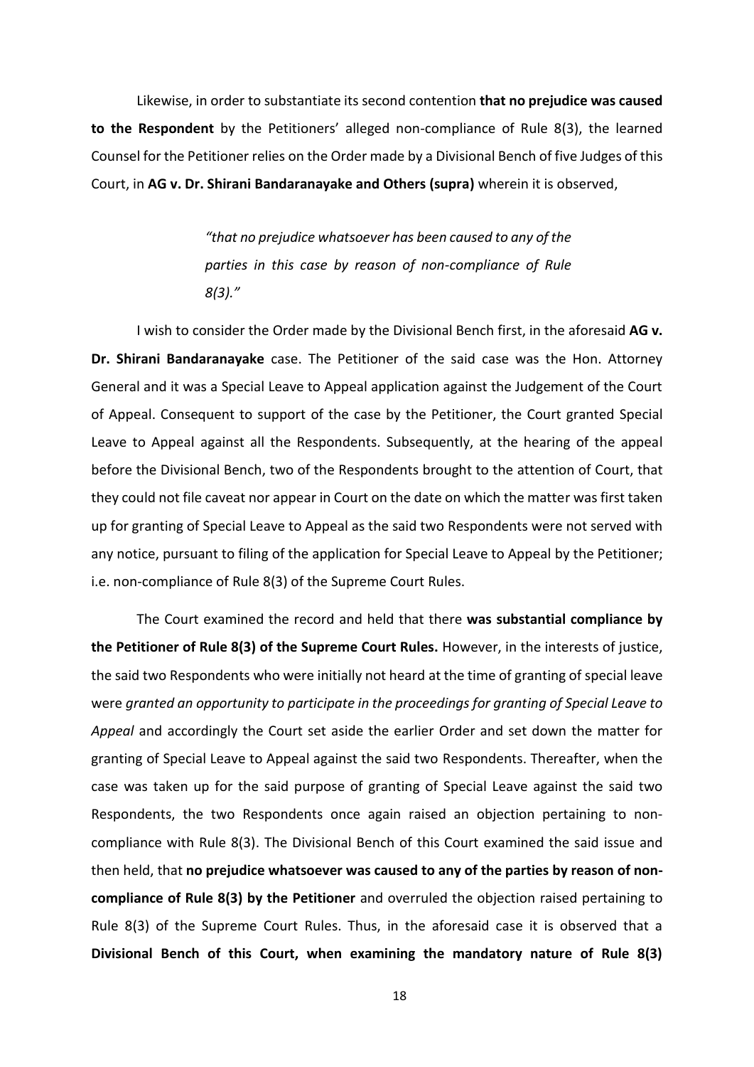Likewise, in order to substantiate its second contention **that no prejudice was caused to the Respondent** by the Petitioners' alleged non-compliance of Rule 8(3), the learned Counsel for the Petitioner relies on the Order made by a Divisional Bench of five Judges of this Court, in **AG v. Dr. Shirani Bandaranayake and Others (supra)** wherein it is observed,

> *"that no prejudice whatsoever has been caused to any of the parties in this case by reason of non-compliance of Rule 8(3)."*

I wish to consider the Order made by the Divisional Bench first, in the aforesaid **AG v. Dr. Shirani Bandaranayake** case. The Petitioner of the said case was the Hon. Attorney General and it was a Special Leave to Appeal application against the Judgement of the Court of Appeal. Consequent to support of the case by the Petitioner, the Court granted Special Leave to Appeal against all the Respondents. Subsequently, at the hearing of the appeal before the Divisional Bench, two of the Respondents brought to the attention of Court, that they could not file caveat nor appear in Court on the date on which the matter was first taken up for granting of Special Leave to Appeal as the said two Respondents were not served with any notice, pursuant to filing of the application for Special Leave to Appeal by the Petitioner; i.e. non-compliance of Rule 8(3) of the Supreme Court Rules.

The Court examined the record and held that there **was substantial compliance by the Petitioner of Rule 8(3) of the Supreme Court Rules.** However, in the interests of justice, the said two Respondents who were initially not heard at the time of granting of special leave were *granted an opportunity to participate in the proceedings for granting of Special Leave to Appeal* and accordingly the Court set aside the earlier Order and set down the matter for granting of Special Leave to Appeal against the said two Respondents. Thereafter, when the case was taken up for the said purpose of granting of Special Leave against the said two Respondents, the two Respondents once again raised an objection pertaining to non-compliance with Rule 8(3). The Divisional Bench of this Court examined the said issue and then held, that **no prejudice whatsoever was caused to any of the parties by reason of non-compliance of Rule 8(3) by the Petitioner** and overruled the objection raised pertaining to Rule 8(3) of the Supreme Court Rules. Thus, in the aforesaid case it is observed that a **Divisional Bench of this Court, when examining the mandatory nature of Rule 8(3)**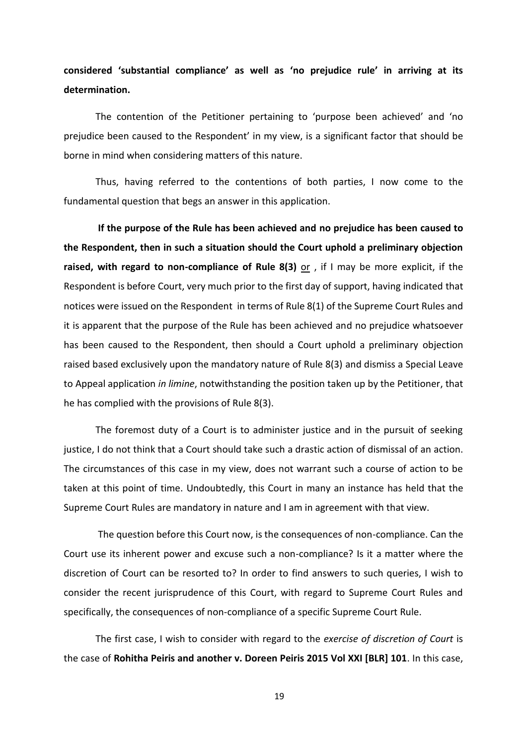**considered 'substantial compliance' as well as 'no prejudice rule' in arriving at its determination.**

The contention of the Petitioner pertaining to 'purpose been achieved' and 'no prejudice been caused to the Respondent' in my view, is a significant factor that should be borne in mind when considering matters of this nature.

Thus, having referred to the contentions of both parties, I now come to the fundamental question that begs an answer in this application.

**If the purpose of the Rule has been achieved and no prejudice has been caused to the Respondent, then in such a situation should the Court uphold a preliminary objection raised, with regard to non-compliance of Rule 8(3)** <u>or</u> , if I may be more explicit, if the Respondent is before Court, very much prior to the first day of support, having indicated that notices were issued on the Respondent in terms of Rule 8(1) of the Supreme Court Rules and it is apparent that the purpose of the Rule has been achieved and no prejudice whatsoever has been caused to the Respondent, then should a Court uphold a preliminary objection raised based exclusively upon the mandatory nature of Rule 8(3) and dismiss a Special Leave to Appeal application *in limine*, notwithstanding the position taken up by the Petitioner, that he has complied with the provisions of Rule 8(3).

The foremost duty of a Court is to administer justice and in the pursuit of seeking justice, I do not think that a Court should take such a drastic action of dismissal of an action. The circumstances of this case in my view, does not warrant such a course of action to be taken at this point of time. Undoubtedly, this Court in many an instance has held that the Supreme Court Rules are mandatory in nature and I am in agreement with that view.

The question before this Court now, is the consequences of non-compliance. Can the Court use its inherent power and excuse such a non-compliance? Is it a matter where the discretion of Court can be resorted to? In order to find answers to such queries, I wish to consider the recent jurisprudence of this Court, with regard to Supreme Court Rules and specifically, the consequences of non-compliance of a specific Supreme Court Rule.

The first case, I wish to consider with regard to the *exercise of discretion of Court* is the case of **Rohitha Peiris and another v. Doreen Peiris 2015 Vol XXI [BLR] 101**. In this case,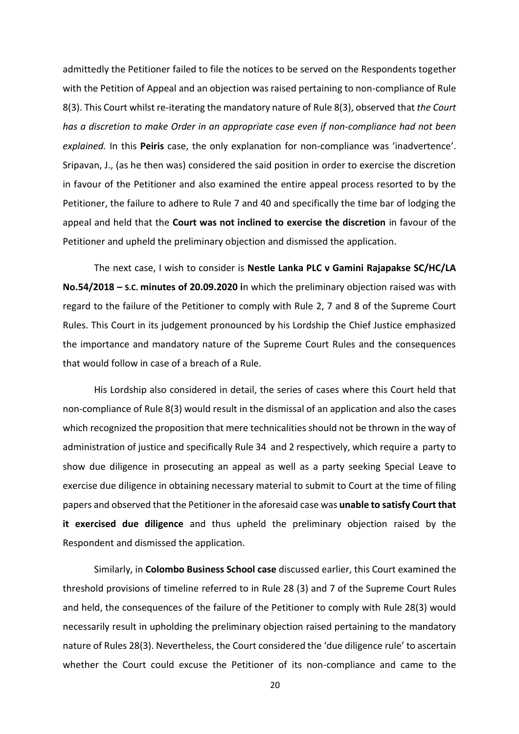admittedly the Petitioner failed to file the notices to be served on the Respondents together with the Petition of Appeal and an objection was raised pertaining to non-compliance of Rule 8(3). This Court whilst re-iterating the mandatory nature of Rule 8(3), observed that *the Court has a discretion to make Order in an appropriate case even if non-compliance had not been explained.* In this **Peiris** case, the only explanation for non-compliance was 'inadvertence'. Sripavan, J., (as he then was) considered the said position in order to exercise the discretion in favour of the Petitioner and also examined the entire appeal process resorted to by the Petitioner, the failure to adhere to Rule 7 and 40 and specifically the time bar of lodging the appeal and held that the **Court was not inclined to exercise the discretion** in favour of the Petitioner and upheld the preliminary objection and dismissed the application.

The next case, I wish to consider is **Nestle Lanka PLC v Gamini Rajapakse SC/HC/LA No.54/2018 – S.C. minutes of 20.09.2020 i**n which the preliminary objection raised was with regard to the failure of the Petitioner to comply with Rule 2, 7 and 8 of the Supreme Court Rules. This Court in its judgement pronounced by his Lordship the Chief Justice emphasized the importance and mandatory nature of the Supreme Court Rules and the consequences that would follow in case of a breach of a Rule.

His Lordship also considered in detail, the series of cases where this Court held that non-compliance of Rule 8(3) would result in the dismissal of an application and also the cases which recognized the proposition that mere technicalities should not be thrown in the way of administration of justice and specifically Rule 34 and 2 respectively, which require a party to show due diligence in prosecuting an appeal as well as a party seeking Special Leave to exercise due diligence in obtaining necessary material to submit to Court at the time of filing papers and observed that the Petitioner in the aforesaid case was **unable to satisfy Court that it exercised due diligence** and thus upheld the preliminary objection raised by the Respondent and dismissed the application.

Similarly, in **Colombo Business School case** discussed earlier, this Court examined the threshold provisions of timeline referred to in Rule 28 (3) and 7 of the Supreme Court Rules and held, the consequences of the failure of the Petitioner to comply with Rule 28(3) would necessarily result in upholding the preliminary objection raised pertaining to the mandatory nature of Rules 28(3). Nevertheless, the Court considered the 'due diligence rule' to ascertain whether the Court could excuse the Petitioner of its non-compliance and came to the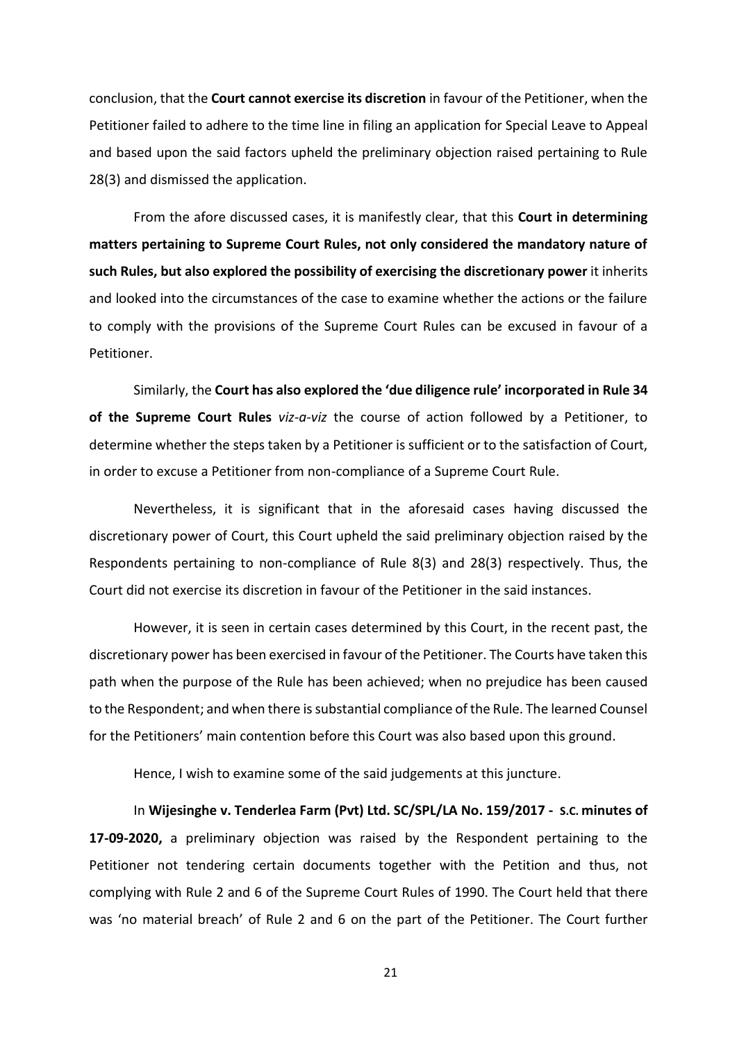conclusion, that the **Court cannot exercise its discretion** in favour of the Petitioner, when the Petitioner failed to adhere to the time line in filing an application for Special Leave to Appeal and based upon the said factors upheld the preliminary objection raised pertaining to Rule 28(3) and dismissed the application.

From the afore discussed cases, it is manifestly clear, that this **Court in determining matters pertaining to Supreme Court Rules, not only considered the mandatory nature of such Rules, but also explored the possibility of exercising the discretionary power** it inherits and looked into the circumstances of the case to examine whether the actions or the failure to comply with the provisions of the Supreme Court Rules can be excused in favour of a Petitioner.

Similarly, the **Court has also explored the 'due diligence rule' incorporated in Rule 34 of the Supreme Court Rules** *viz-a-viz* the course of action followed by a Petitioner, to determine whether the steps taken by a Petitioner is sufficient or to the satisfaction of Court, in order to excuse a Petitioner from non-compliance of a Supreme Court Rule.

Nevertheless, it is significant that in the aforesaid cases having discussed the discretionary power of Court, this Court upheld the said preliminary objection raised by the Respondents pertaining to non-compliance of Rule 8(3) and 28(3) respectively. Thus, the Court did not exercise its discretion in favour of the Petitioner in the said instances.

However, it is seen in certain cases determined by this Court, in the recent past, the discretionary power has been exercised in favour of the Petitioner. The Courts have taken this path when the purpose of the Rule has been achieved; when no prejudice has been caused to the Respondent; and when there is substantial compliance of the Rule. The learned Counsel for the Petitioners' main contention before this Court was also based upon this ground.

Hence, I wish to examine some of the said judgements at this juncture.

In **Wijesinghe v. Tenderlea Farm (Pvt) Ltd. SC/SPL/LA No. 159/2017 - S.C. minutes of 17-09-2020,** a preliminary objection was raised by the Respondent pertaining to the Petitioner not tendering certain documents together with the Petition and thus, not complying with Rule 2 and 6 of the Supreme Court Rules of 1990. The Court held that there was 'no material breach' of Rule 2 and 6 on the part of the Petitioner. The Court further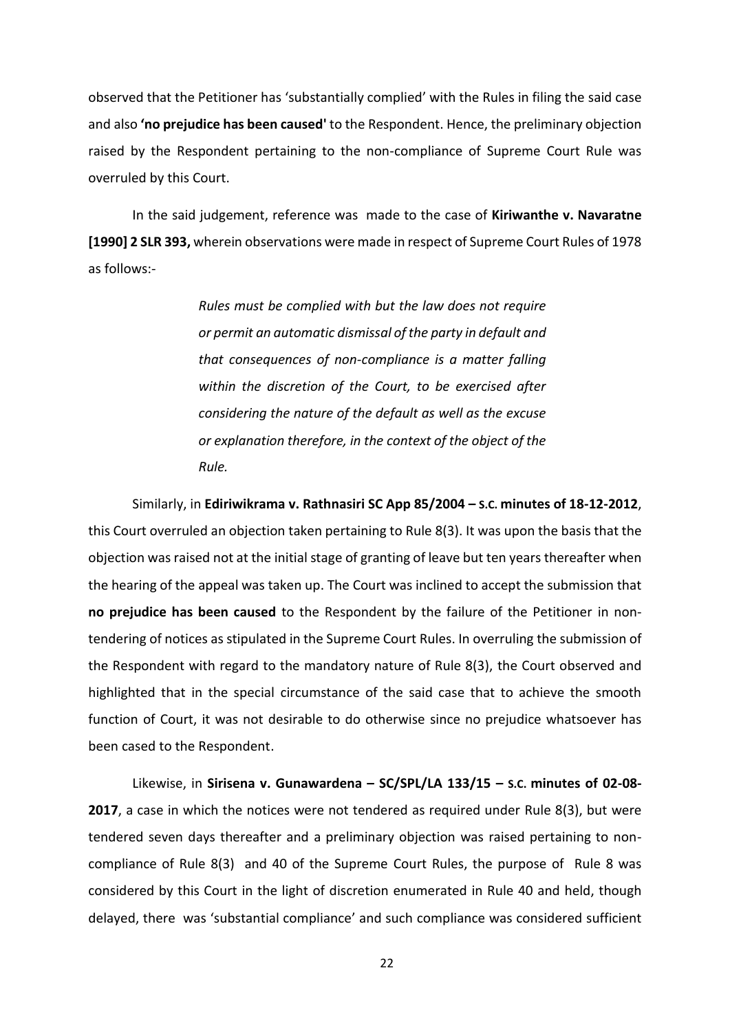observed that the Petitioner has 'substantially complied' with the Rules in filing the said case and also **'no prejudice has been caused'** to the Respondent. Hence, the preliminary objection raised by the Respondent pertaining to the non-compliance of Supreme Court Rule was overruled by this Court.

In the said judgement, reference was made to the case of **Kiriwanthe v. Navaratne [1990] 2 SLR 393,** wherein observations were made in respect of Supreme Court Rules of 1978 as follows:-

> *Rules must be complied with but the law does not require or permit an automatic dismissal of the party in default and that consequences of non-compliance is a matter falling within the discretion of the Court, to be exercised after considering the nature of the default as well as the excuse or explanation therefore, in the context of the object of the Rule.*

Similarly, in **Ediriwikrama v. Rathnasiri SC App 85/2004 – S.C. minutes of 18-12-2012**, this Court overruled an objection taken pertaining to Rule 8(3). It was upon the basis that the objection was raised not at the initial stage of granting of leave but ten years thereafter when the hearing of the appeal was taken up. The Court was inclined to accept the submission that **no prejudice has been caused** to the Respondent by the failure of the Petitioner in non-tendering of notices as stipulated in the Supreme Court Rules. In overruling the submission of the Respondent with regard to the mandatory nature of Rule 8(3), the Court observed and highlighted that in the special circumstance of the said case that to achieve the smooth function of Court, it was not desirable to do otherwise since no prejudice whatsoever has been cased to the Respondent.

Likewise, in **Sirisena v. Gunawardena – SC/SPL/LA 133/15 – S.C. minutes of 02-08-2017**, a case in which the notices were not tendered as required under Rule 8(3), but were tendered seven days thereafter and a preliminary objection was raised pertaining to non-compliance of Rule 8(3) and 40 of the Supreme Court Rules, the purpose of Rule 8 was considered by this Court in the light of discretion enumerated in Rule 40 and held, though delayed, there was 'substantial compliance' and such compliance was considered sufficient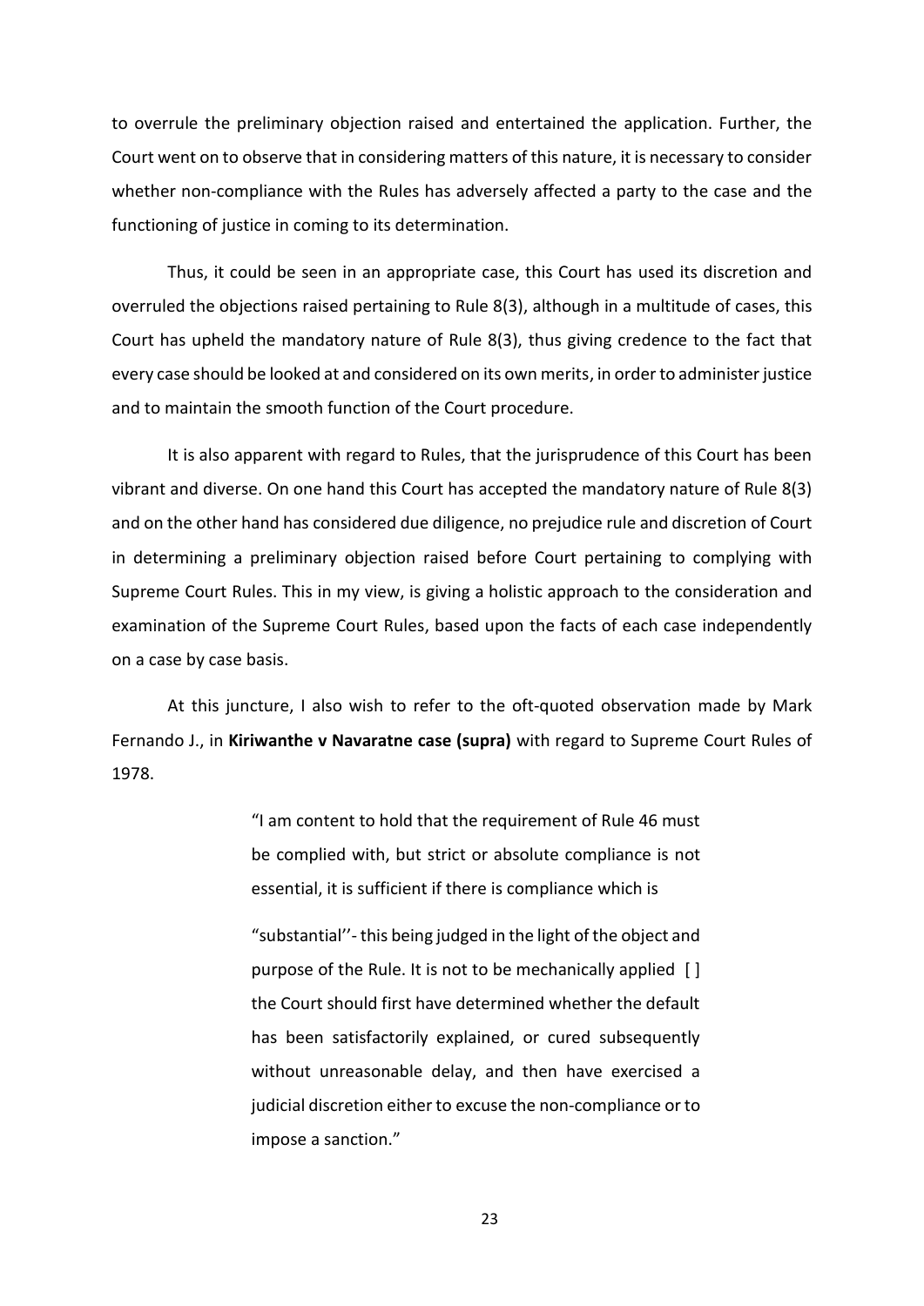to overrule the preliminary objection raised and entertained the application. Further, the Court went on to observe that in considering matters of this nature, it is necessary to consider whether non-compliance with the Rules has adversely affected a party to the case and the functioning of justice in coming to its determination.

Thus, it could be seen in an appropriate case, this Court has used its discretion and overruled the objections raised pertaining to Rule 8(3), although in a multitude of cases, this Court has upheld the mandatory nature of Rule 8(3), thus giving credence to the fact that every case should be looked at and considered on its own merits, in order to administer justice and to maintain the smooth function of the Court procedure.

It is also apparent with regard to Rules, that the jurisprudence of this Court has been vibrant and diverse. On one hand this Court has accepted the mandatory nature of Rule 8(3) and on the other hand has considered due diligence, no prejudice rule and discretion of Court in determining a preliminary objection raised before Court pertaining to complying with Supreme Court Rules. This in my view, is giving a holistic approach to the consideration and examination of the Supreme Court Rules, based upon the facts of each case independently on a case by case basis.

At this juncture, I also wish to refer to the oft-quoted observation made by Mark Fernando J., in **Kiriwanthe v Navaratne case (supra)** with regard to Supreme Court Rules of 1978.

> "I am content to hold that the requirement of Rule 46 must be complied with, but strict or absolute compliance is not essential, it is sufficient if there is compliance which is
>
> "substantial''- this being judged in the light of the object and purpose of the Rule. It is not to be mechanically applied [ ] the Court should first have determined whether the default has been satisfactorily explained, or cured subsequently without unreasonable delay, and then have exercised a judicial discretion either to excuse the non-compliance or to impose a sanction."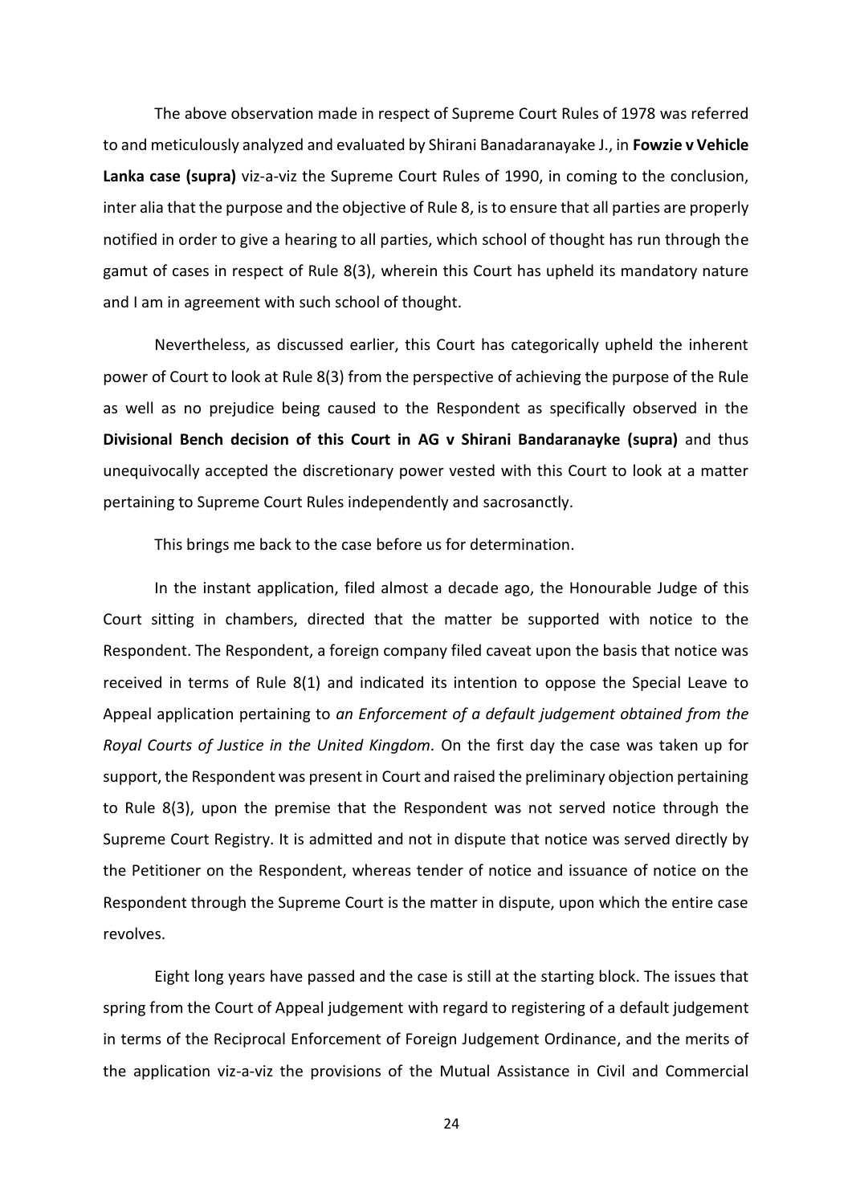The above observation made in respect of Supreme Court Rules of 1978 was referred to and meticulously analyzed and evaluated by Shirani Banadaranayake J., in **Fowzie v Vehicle Lanka case (supra)** viz-a-viz the Supreme Court Rules of 1990, in coming to the conclusion, inter alia that the purpose and the objective of Rule 8, is to ensure that all parties are properly notified in order to give a hearing to all parties, which school of thought has run through the gamut of cases in respect of Rule 8(3), wherein this Court has upheld its mandatory nature and I am in agreement with such school of thought.

Nevertheless, as discussed earlier, this Court has categorically upheld the inherent power of Court to look at Rule 8(3) from the perspective of achieving the purpose of the Rule as well as no prejudice being caused to the Respondent as specifically observed in the **Divisional Bench decision of this Court in AG v Shirani Bandaranayke (supra)** and thus unequivocally accepted the discretionary power vested with this Court to look at a matter pertaining to Supreme Court Rules independently and sacrosanctly.

This brings me back to the case before us for determination.

In the instant application, filed almost a decade ago, the Honourable Judge of this Court sitting in chambers, directed that the matter be supported with notice to the Respondent. The Respondent, a foreign company filed caveat upon the basis that notice was received in terms of Rule 8(1) and indicated its intention to oppose the Special Leave to Appeal application pertaining to *an Enforcement of a default judgement obtained from the Royal Courts of Justice in the United Kingdom.* On the first day the case was taken up for support, the Respondent was present in Court and raised the preliminary objection pertaining to Rule 8(3), upon the premise that the Respondent was not served notice through the Supreme Court Registry. It is admitted and not in dispute that notice was served directly by the Petitioner on the Respondent, whereas tender of notice and issuance of notice on the Respondent through the Supreme Court is the matter in dispute, upon which the entire case revolves.

Eight long years have passed and the case is still at the starting block. The issues that spring from the Court of Appeal judgement with regard to registering of a default judgement in terms of the Reciprocal Enforcement of Foreign Judgement Ordinance, and the merits of the application viz-a-viz the provisions of the Mutual Assistance in Civil and Commercial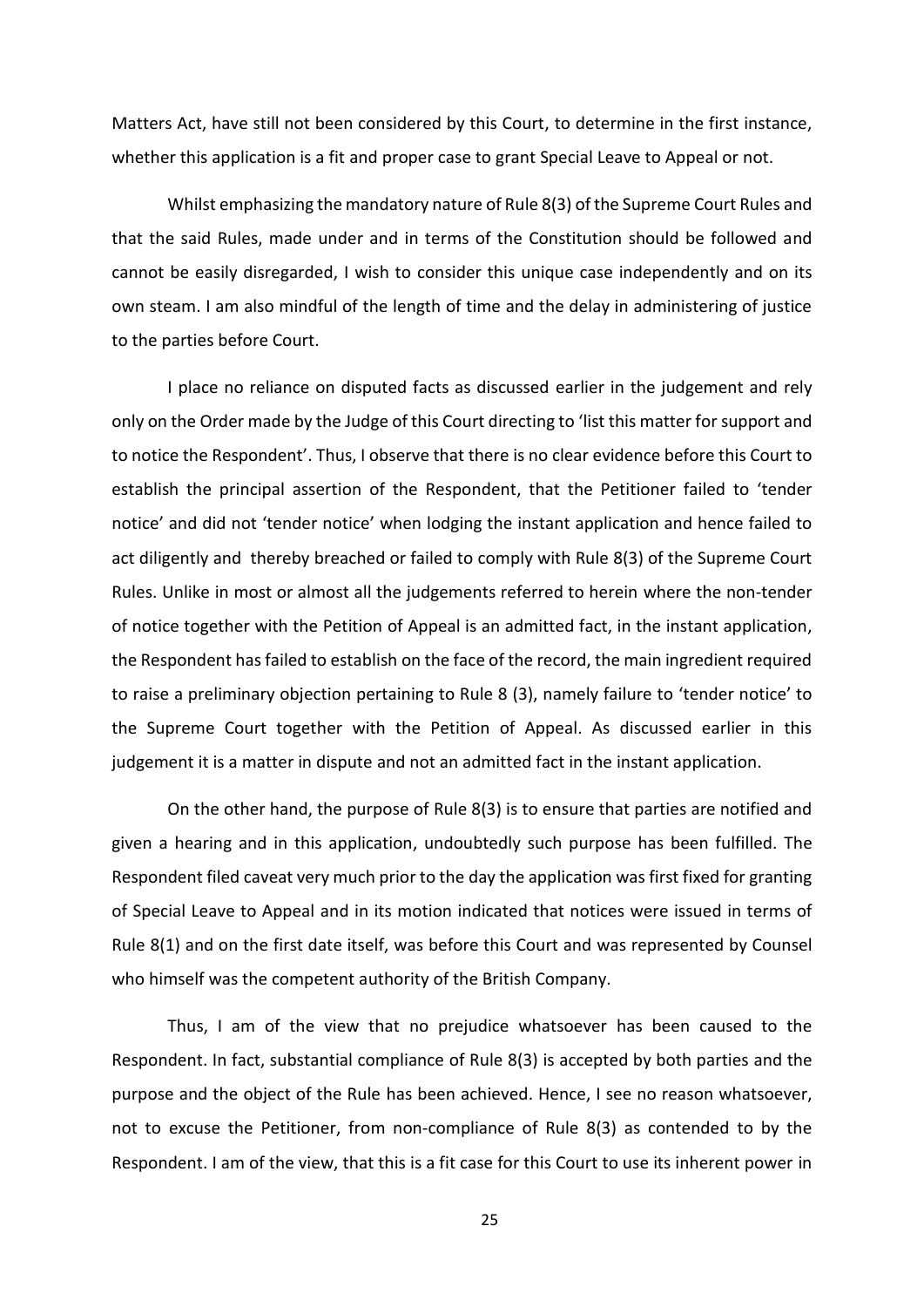Matters Act, have still not been considered by this Court, to determine in the first instance, whether this application is a fit and proper case to grant Special Leave to Appeal or not.

Whilst emphasizing the mandatory nature of Rule 8(3) of the Supreme Court Rules and that the said Rules, made under and in terms of the Constitution should be followed and cannot be easily disregarded, I wish to consider this unique case independently and on its own steam. I am also mindful of the length of time and the delay in administering of justice to the parties before Court.

I place no reliance on disputed facts as discussed earlier in the judgement and rely only on the Order made by the Judge of this Court directing to 'list this matter for support and to notice the Respondent'. Thus, I observe that there is no clear evidence before this Court to establish the principal assertion of the Respondent, that the Petitioner failed to 'tender notice' and did not 'tender notice' when lodging the instant application and hence failed to act diligently and thereby breached or failed to comply with Rule 8(3) of the Supreme Court Rules. Unlike in most or almost all the judgements referred to herein where the non-tender of notice together with the Petition of Appeal is an admitted fact, in the instant application, the Respondent has failed to establish on the face of the record, the main ingredient required to raise a preliminary objection pertaining to Rule 8 (3), namely failure to 'tender notice' to the Supreme Court together with the Petition of Appeal. As discussed earlier in this judgement it is a matter in dispute and not an admitted fact in the instant application.

On the other hand, the purpose of Rule 8(3) is to ensure that parties are notified and given a hearing and in this application, undoubtedly such purpose has been fulfilled. The Respondent filed caveat very much prior to the day the application was first fixed for granting of Special Leave to Appeal and in its motion indicated that notices were issued in terms of Rule 8(1) and on the first date itself, was before this Court and was represented by Counsel who himself was the competent authority of the British Company.

Thus, I am of the view that no prejudice whatsoever has been caused to the Respondent. In fact, substantial compliance of Rule 8(3) is accepted by both parties and the purpose and the object of the Rule has been achieved. Hence, I see no reason whatsoever, not to excuse the Petitioner, from non-compliance of Rule 8(3) as contended to by the Respondent. I am of the view, that this is a fit case for this Court to use its inherent power in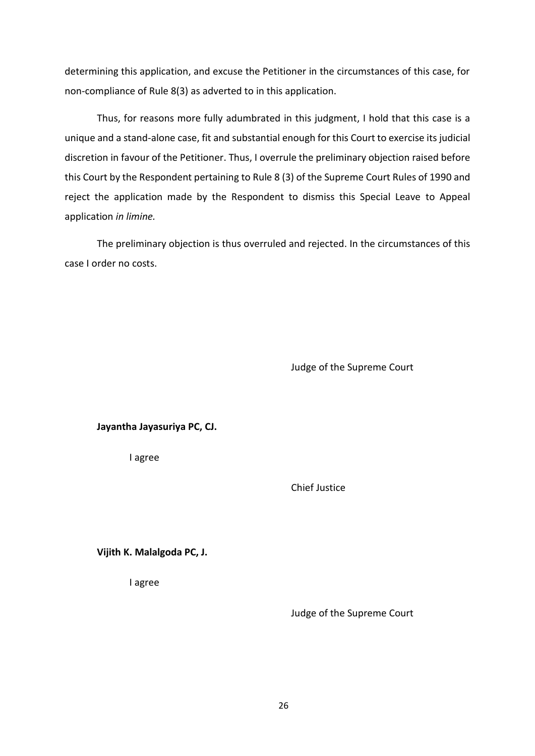determining this application, and excuse the Petitioner in the circumstances of this case, for non-compliance of Rule 8(3) as adverted to in this application.

Thus, for reasons more fully adumbrated in this judgment, I hold that this case is a unique and a stand-alone case, fit and substantial enough for this Court to exercise its judicial discretion in favour of the Petitioner. Thus, I overrule the preliminary objection raised before this Court by the Respondent pertaining to Rule 8 (3) of the Supreme Court Rules of 1990 and reject the application made by the Respondent to dismiss this Special Leave to Appeal application *in limine.*

The preliminary objection is thus overruled and rejected. In the circumstances of this case I order no costs.

Judge of the Supreme Court

**Jayantha Jayasuriya PC, CJ.**

I agree

Chief Justice

**Vijith K. Malalgoda PC, J.**

I agree

Judge of the Supreme Court